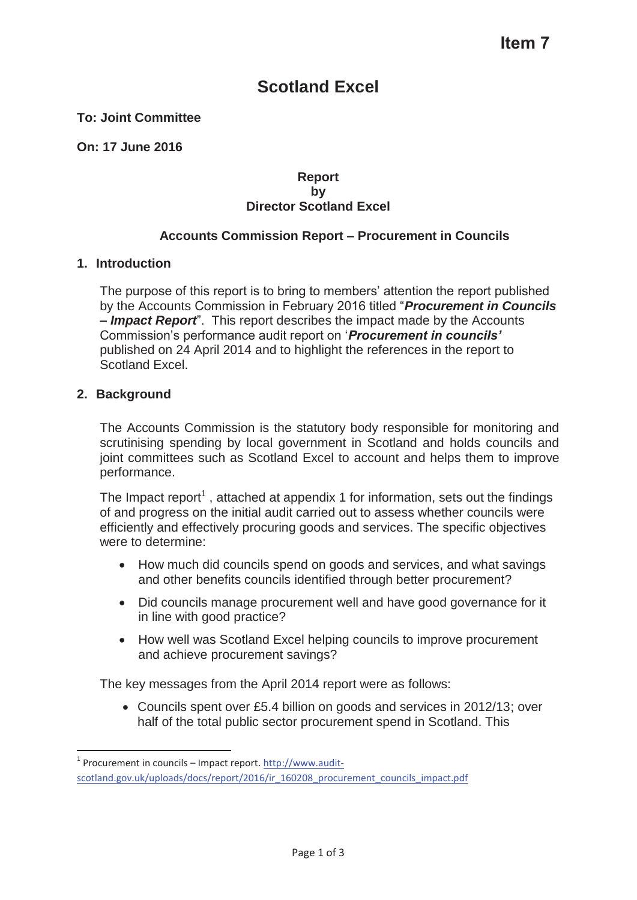Item 7

# Scotland Excel

**To: Joint Committee**

**On: 17 June 2016**

**Report**
**by**
**Director Scotland Excel**

**Accounts Commission Report – Procurement in Councils**

## 1. Introduction

The purpose of this report is to bring to members' attention the report published by the Accounts Commission in February 2016 titled "***Procurement in Councils – Impact Report***". This report describes the impact made by the Accounts Commission's performance audit report on '***Procurement in councils'*** published on 24 April 2014 and to highlight the references in the report to Scotland Excel.

## 2. Background

The Accounts Commission is the statutory body responsible for monitoring and scrutinising spending by local government in Scotland and holds councils and joint committees such as Scotland Excel to account and helps them to improve performance.

The Impact report[1] , attached at appendix 1 for information, sets out the findings of and progress on the initial audit carried out to assess whether councils were efficiently and effectively procuring goods and services. The specific objectives were to determine:

- How much did councils spend on goods and services, and what savings and other benefits councils identified through better procurement?
- Did councils manage procurement well and have good governance for it in line with good practice?
- How well was Scotland Excel helping councils to improve procurement and achieve procurement savings?

The key messages from the April 2014 report were as follows:

- Councils spent over £5.4 billion on goods and services in 2012/13; over half of the total public sector procurement spend in Scotland. This

[1] Procurement in councils – Impact report. http://www.audit-scotland.gov.uk/uploads/docs/report/2016/ir_160208_procurement_councils_impact.pdf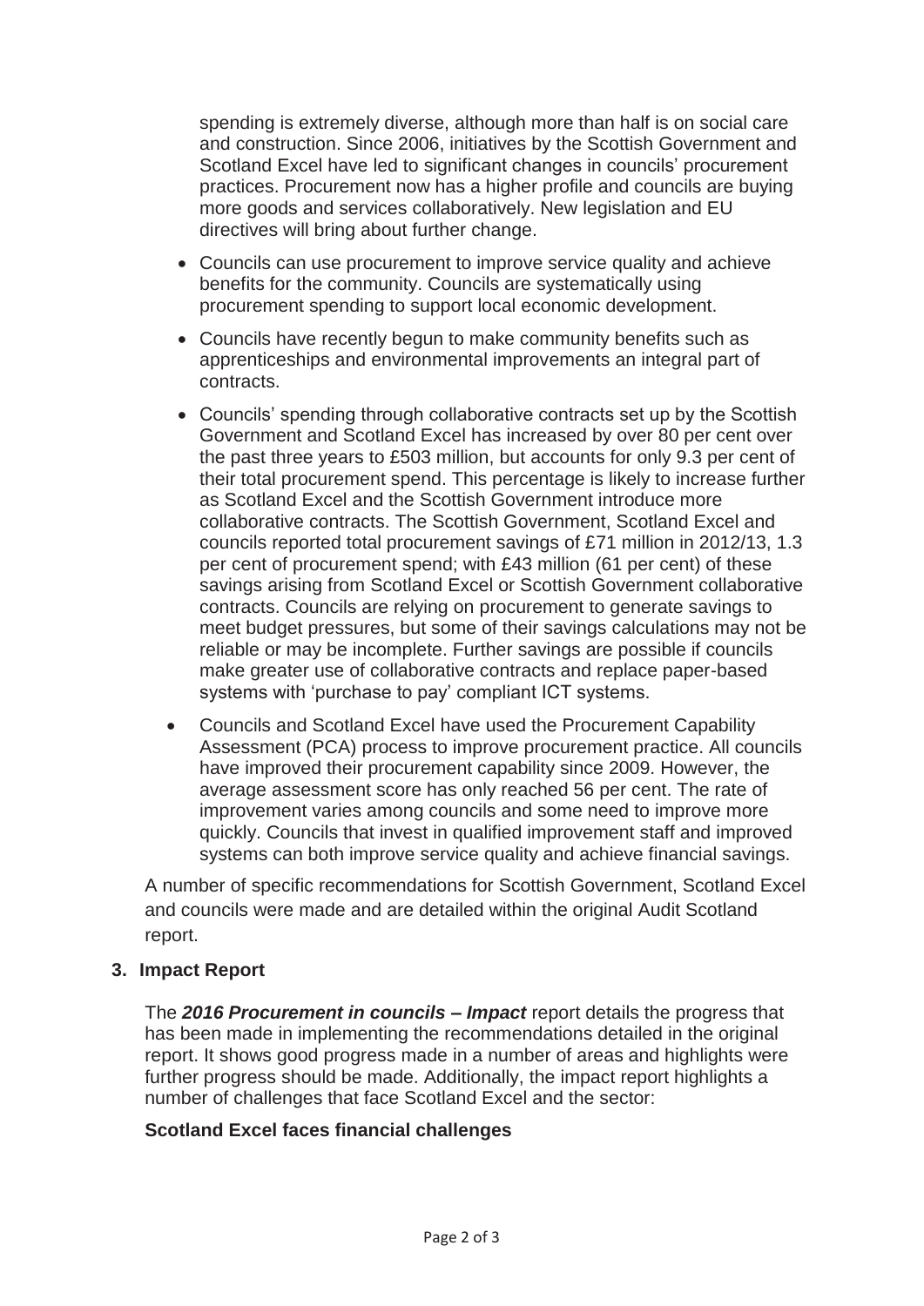spending is extremely diverse, although more than half is on social care and construction. Since 2006, initiatives by the Scottish Government and Scotland Excel have led to significant changes in councils' procurement practices. Procurement now has a higher profile and councils are buying more goods and services collaboratively. New legislation and EU directives will bring about further change.

- Councils can use procurement to improve service quality and achieve benefits for the community. Councils are systematically using procurement spending to support local economic development.
- Councils have recently begun to make community benefits such as apprenticeships and environmental improvements an integral part of contracts.
- Councils' spending through collaborative contracts set up by the Scottish Government and Scotland Excel has increased by over 80 per cent over the past three years to £503 million, but accounts for only 9.3 per cent of their total procurement spend. This percentage is likely to increase further as Scotland Excel and the Scottish Government introduce more collaborative contracts. The Scottish Government, Scotland Excel and councils reported total procurement savings of £71 million in 2012/13, 1.3 per cent of procurement spend; with £43 million (61 per cent) of these savings arising from Scotland Excel or Scottish Government collaborative contracts. Councils are relying on procurement to generate savings to meet budget pressures, but some of their savings calculations may not be reliable or may be incomplete. Further savings are possible if councils make greater use of collaborative contracts and replace paper-based systems with 'purchase to pay' compliant ICT systems.
- Councils and Scotland Excel have used the Procurement Capability Assessment (PCA) process to improve procurement practice. All councils have improved their procurement capability since 2009. However, the average assessment score has only reached 56 per cent. The rate of improvement varies among councils and some need to improve more quickly. Councils that invest in qualified improvement staff and improved systems can both improve service quality and achieve financial savings.

A number of specific recommendations for Scottish Government, Scotland Excel and councils were made and are detailed within the original Audit Scotland report.

**3. Impact Report**

The ***2016 Procurement in councils – Impact*** report details the progress that has been made in implementing the recommendations detailed in the original report. It shows good progress made in a number of areas and highlights were further progress should be made. Additionally, the impact report highlights a number of challenges that face Scotland Excel and the sector:

**Scotland Excel faces financial challenges**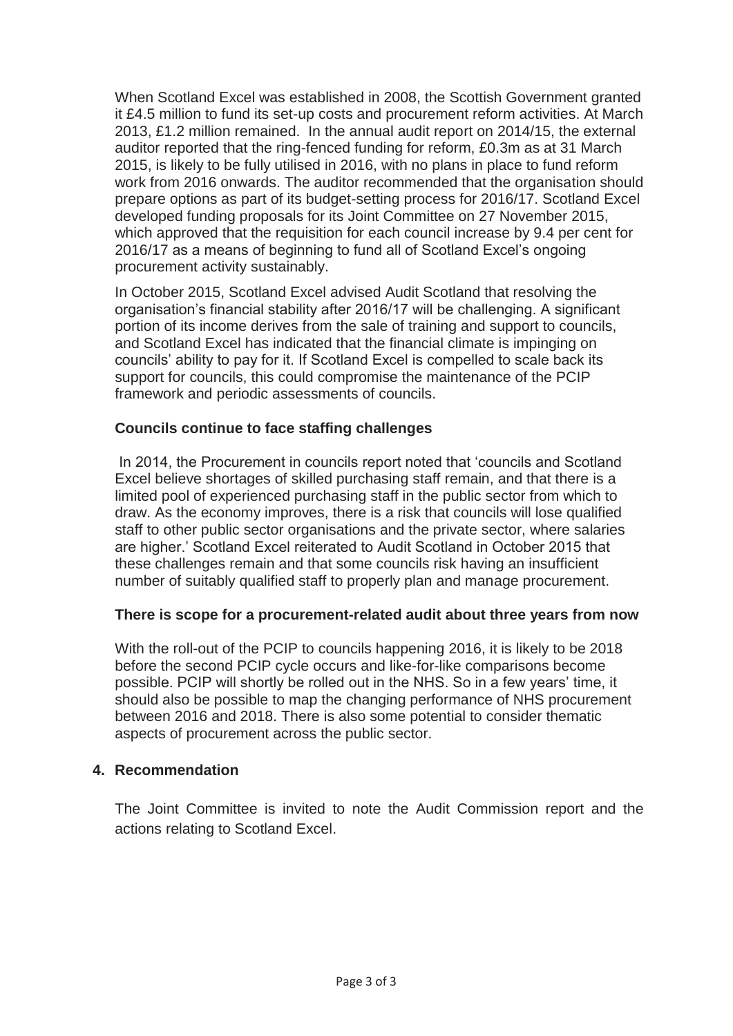When Scotland Excel was established in 2008, the Scottish Government granted it £4.5 million to fund its set-up costs and procurement reform activities. At March 2013, £1.2 million remained. In the annual audit report on 2014/15, the external auditor reported that the ring-fenced funding for reform, £0.3m as at 31 March 2015, is likely to be fully utilised in 2016, with no plans in place to fund reform work from 2016 onwards. The auditor recommended that the organisation should prepare options as part of its budget-setting process for 2016/17. Scotland Excel developed funding proposals for its Joint Committee on 27 November 2015, which approved that the requisition for each council increase by 9.4 per cent for 2016/17 as a means of beginning to fund all of Scotland Excel's ongoing procurement activity sustainably.

In October 2015, Scotland Excel advised Audit Scotland that resolving the organisation's financial stability after 2016/17 will be challenging. A significant portion of its income derives from the sale of training and support to councils, and Scotland Excel has indicated that the financial climate is impinging on councils' ability to pay for it. If Scotland Excel is compelled to scale back its support for councils, this could compromise the maintenance of the PCIP framework and periodic assessments of councils.

**Councils continue to face staffing challenges**

In 2014, the Procurement in councils report noted that 'councils and Scotland Excel believe shortages of skilled purchasing staff remain, and that there is a limited pool of experienced purchasing staff in the public sector from which to draw. As the economy improves, there is a risk that councils will lose qualified staff to other public sector organisations and the private sector, where salaries are higher.' Scotland Excel reiterated to Audit Scotland in October 2015 that these challenges remain and that some councils risk having an insufficient number of suitably qualified staff to properly plan and manage procurement.

**There is scope for a procurement-related audit about three years from now**

With the roll-out of the PCIP to councils happening 2016, it is likely to be 2018 before the second PCIP cycle occurs and like-for-like comparisons become possible. PCIP will shortly be rolled out in the NHS. So in a few years' time, it should also be possible to map the changing performance of NHS procurement between 2016 and 2018. There is also some potential to consider thematic aspects of procurement across the public sector.

## 4. Recommendation

The Joint Committee is invited to note the Audit Commission report and the actions relating to Scotland Excel.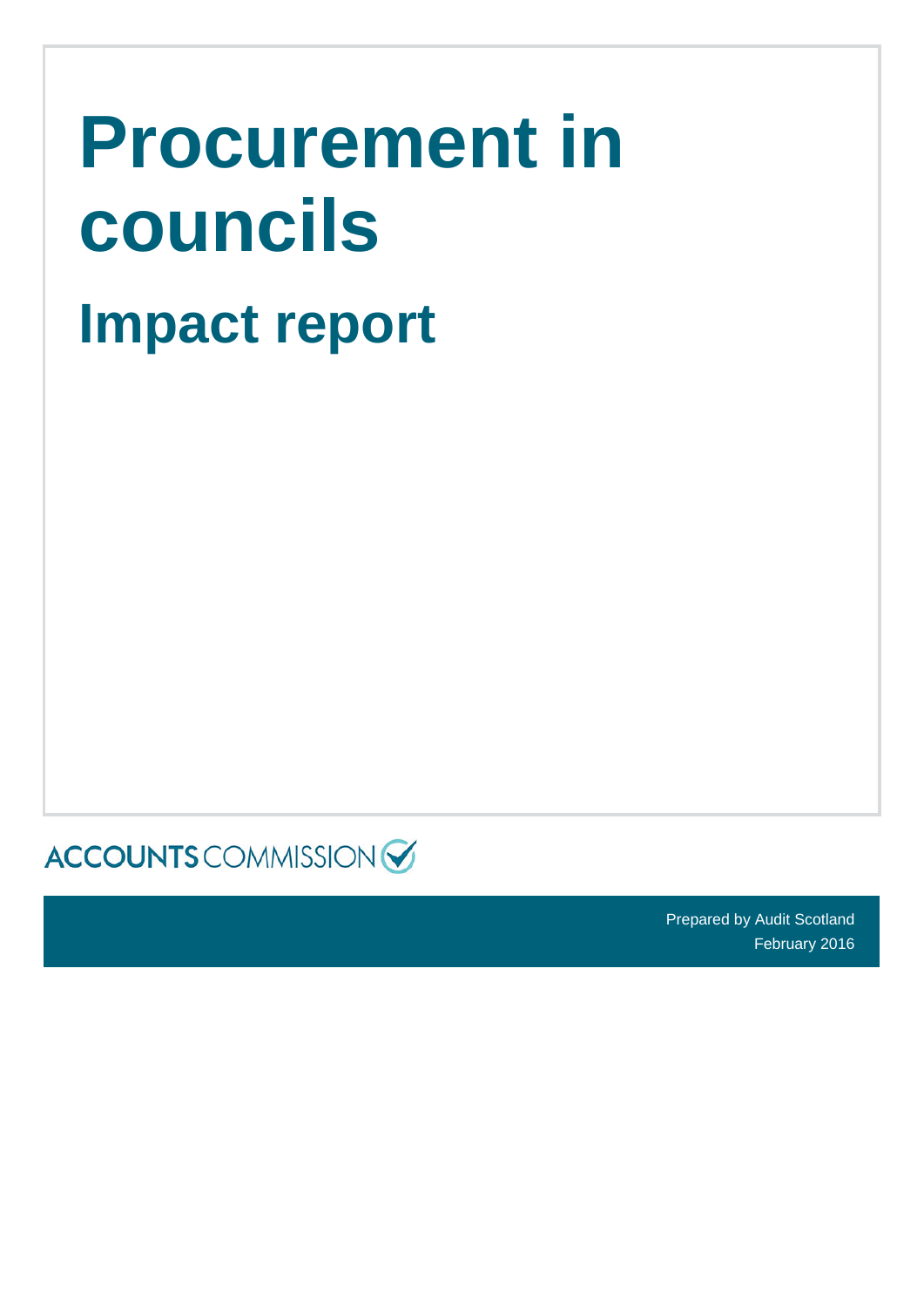# Procurement in councils

## Impact report

ACCOUNTS COMMISSION

Prepared by Audit Scotland
February 2016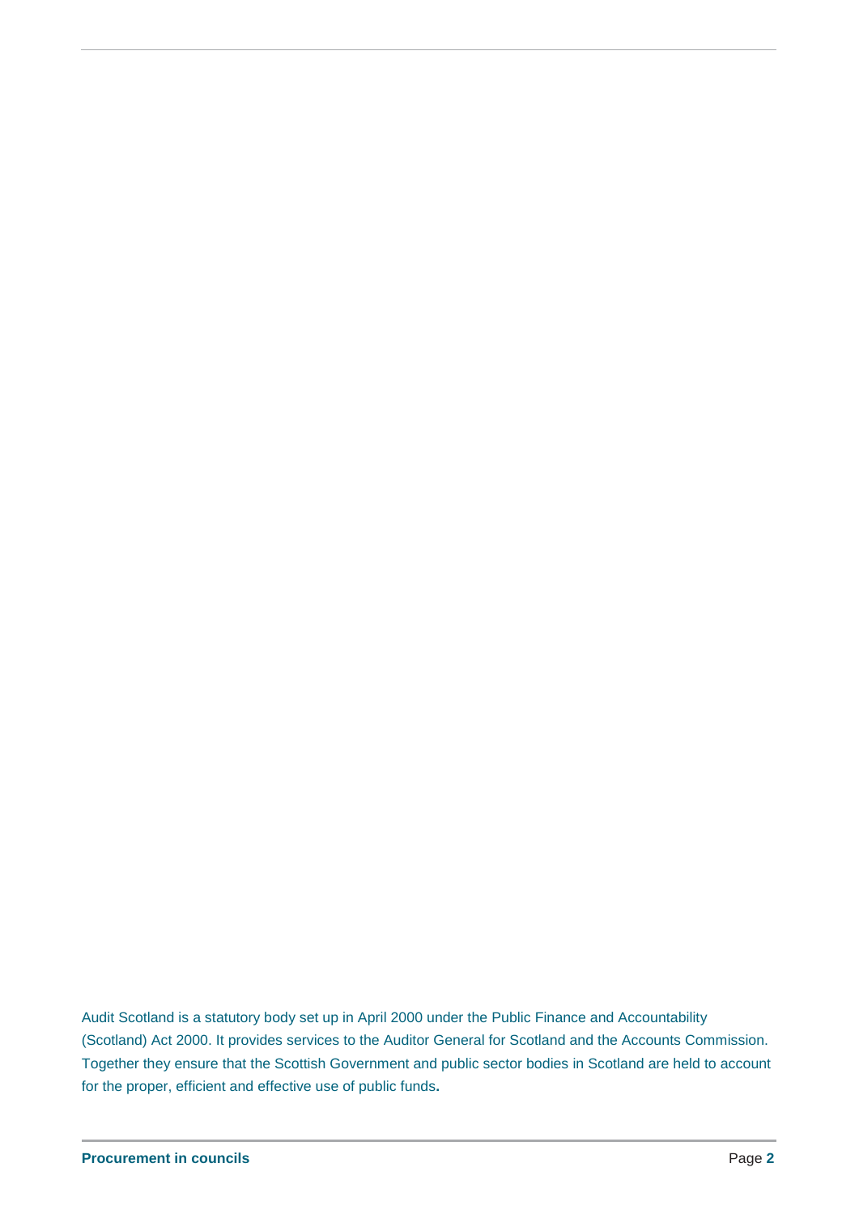Audit Scotland is a statutory body set up in April 2000 under the Public Finance and Accountability (Scotland) Act 2000. It provides services to the Auditor General for Scotland and the Accounts Commission. Together they ensure that the Scottish Government and public sector bodies in Scotland are held to account for the proper, efficient and effective use of public funds**.**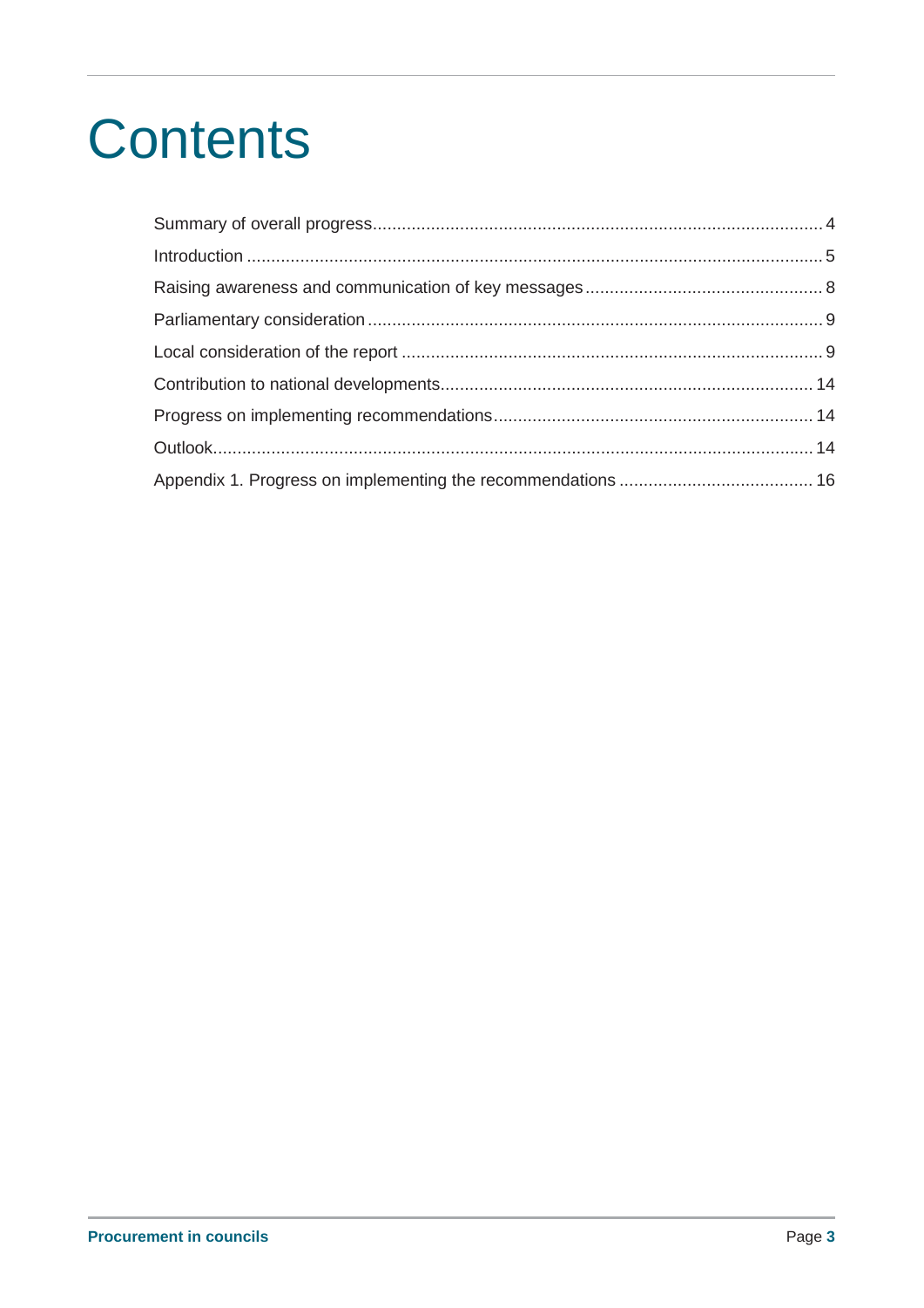# Contents

Summary of overall progress ........................................................................................... 4

Introduction ..................................................................................................................... 5

Raising awareness and communication of key messages ................................................ 8

Parliamentary consideration ............................................................................................ 9

Local consideration of the report ..................................................................................... 9

Contribution to national developments........................................................................... 14

Progress on implementing recommendations................................................................. 14

Outlook.......................................................................................................................... 14

Appendix 1. Progress on implementing the recommendations ....................................... 16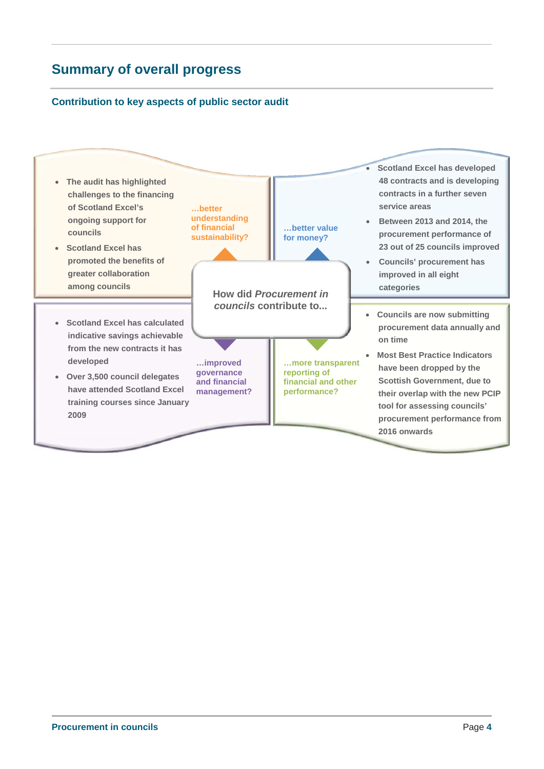## Summary of overall progress

### Contribution to key aspects of public sector audit

**How did *Procurement in councils* contribute to...**

**...better understanding of financial sustainability?**

- The audit has highlighted challenges to the financing of Scotland Excel's ongoing support for councils
- Scotland Excel has promoted the benefits of greater collaboration among councils

**...better value for money?**

- Scotland Excel has developed 48 contracts and is developing contracts in a further seven service areas
- Between 2013 and 2014, the procurement performance of 23 out of 25 councils improved
- Councils' procurement has improved in all eight categories

**...improved governance and financial management?**

- Scotland Excel has calculated indicative savings achievable from the new contracts it has developed
- Over 3,500 council delegates have attended Scotland Excel training courses since January 2009

**...more transparent reporting of financial and other performance?**

- Councils are now submitting procurement data annually and on time
- Most Best Practice Indicators have been dropped by the Scottish Government, due to their overlap with the new PCIP tool for assessing councils' procurement performance from 2016 onwards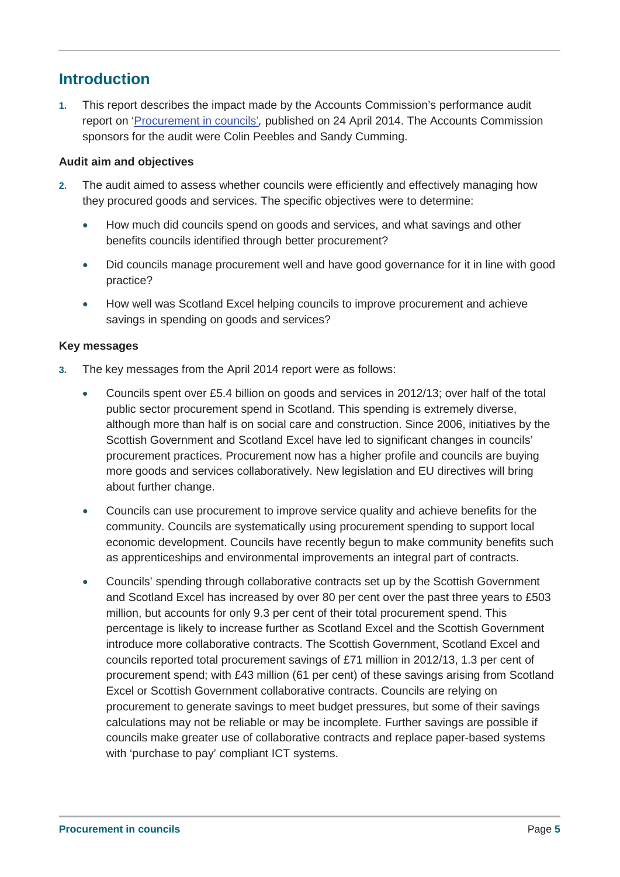## Introduction

1. This report describes the impact made by the Accounts Commission's performance audit report on '[Procurement in councils'](), published on 24 April 2014. The Accounts Commission sponsors for the audit were Colin Peebles and Sandy Cumming.

**Audit aim and objectives**

2. The audit aimed to assess whether councils were efficiently and effectively managing how they procured goods and services. The specific objectives were to determine:

   - How much did councils spend on goods and services, and what savings and other benefits councils identified through better procurement?
   - Did councils manage procurement well and have good governance for it in line with good practice?
   - How well was Scotland Excel helping councils to improve procurement and achieve savings in spending on goods and services?

**Key messages**

3. The key messages from the April 2014 report were as follows:

   - Councils spent over £5.4 billion on goods and services in 2012/13; over half of the total public sector procurement spend in Scotland. This spending is extremely diverse, although more than half is on social care and construction. Since 2006, initiatives by the Scottish Government and Scotland Excel have led to significant changes in councils' procurement practices. Procurement now has a higher profile and councils are buying more goods and services collaboratively. New legislation and EU directives will bring about further change.
   - Councils can use procurement to improve service quality and achieve benefits for the community. Councils are systematically using procurement spending to support local economic development. Councils have recently begun to make community benefits such as apprenticeships and environmental improvements an integral part of contracts.
   - Councils' spending through collaborative contracts set up by the Scottish Government and Scotland Excel has increased by over 80 per cent over the past three years to £503 million, but accounts for only 9.3 per cent of their total procurement spend. This percentage is likely to increase further as Scotland Excel and the Scottish Government introduce more collaborative contracts. The Scottish Government, Scotland Excel and councils reported total procurement savings of £71 million in 2012/13, 1.3 per cent of procurement spend; with £43 million (61 per cent) of these savings arising from Scotland Excel or Scottish Government collaborative contracts. Councils are relying on procurement to generate savings to meet budget pressures, but some of their savings calculations may not be reliable or may be incomplete. Further savings are possible if councils make greater use of collaborative contracts and replace paper-based systems with 'purchase to pay' compliant ICT systems.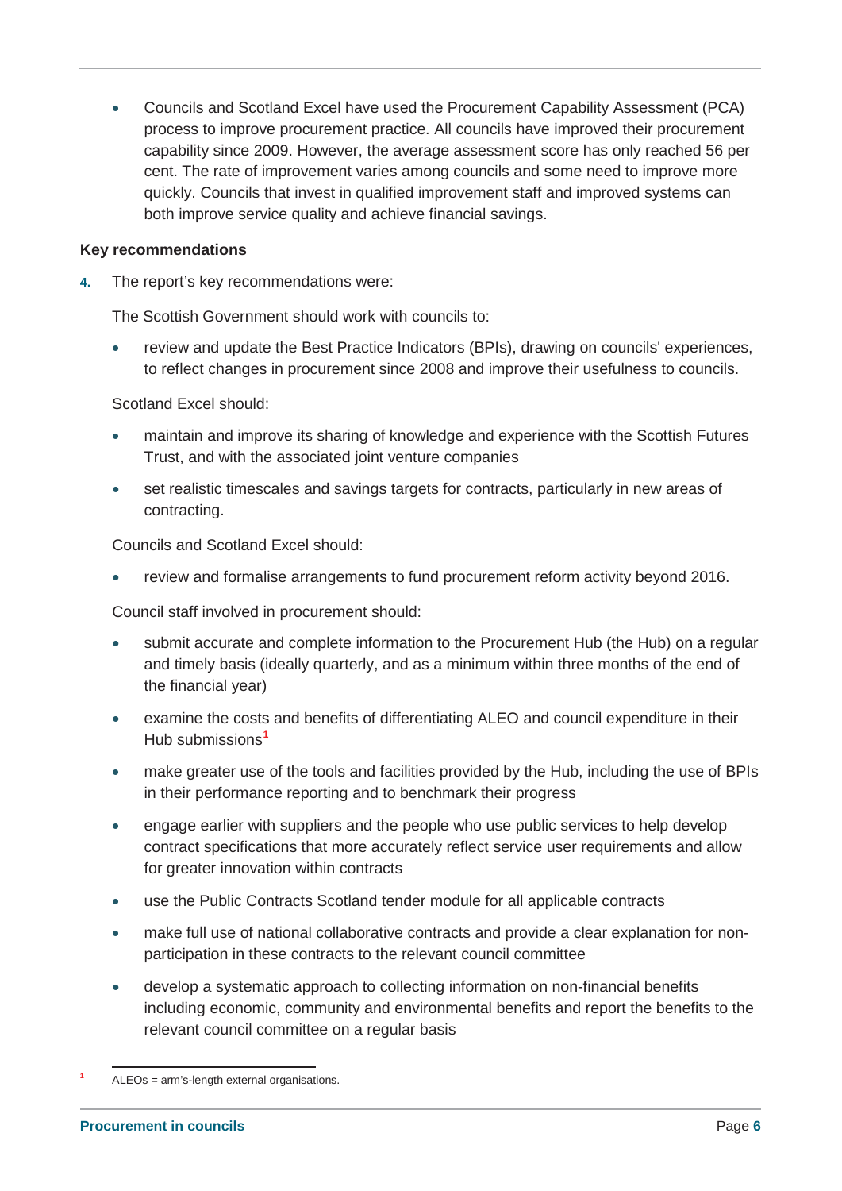- Councils and Scotland Excel have used the Procurement Capability Assessment (PCA) process to improve procurement practice. All councils have improved their procurement capability since 2009. However, the average assessment score has only reached 56 per cent. The rate of improvement varies among councils and some need to improve more quickly. Councils that invest in qualified improvement staff and improved systems can both improve service quality and achieve financial savings.

**Key recommendations**

4. The report's key recommendations were:

The Scottish Government should work with councils to:

- review and update the Best Practice Indicators (BPIs), drawing on councils' experiences, to reflect changes in procurement since 2008 and improve their usefulness to councils.

Scotland Excel should:

- maintain and improve its sharing of knowledge and experience with the Scottish Futures Trust, and with the associated joint venture companies
- set realistic timescales and savings targets for contracts, particularly in new areas of contracting.

Councils and Scotland Excel should:

- review and formalise arrangements to fund procurement reform activity beyond 2016.

Council staff involved in procurement should:

- submit accurate and complete information to the Procurement Hub (the Hub) on a regular and timely basis (ideally quarterly, and as a minimum within three months of the end of the financial year)
- examine the costs and benefits of differentiating ALEO and council expenditure in their Hub submissions[1]
- make greater use of the tools and facilities provided by the Hub, including the use of BPIs in their performance reporting and to benchmark their progress
- engage earlier with suppliers and the people who use public services to help develop contract specifications that more accurately reflect service user requirements and allow for greater innovation within contracts
- use the Public Contracts Scotland tender module for all applicable contracts
- make full use of national collaborative contracts and provide a clear explanation for non-participation in these contracts to the relevant council committee
- develop a systematic approach to collecting information on non-financial benefits including economic, community and environmental benefits and report the benefits to the relevant council committee on a regular basis

[1] ALEOs = arm's-length external organisations.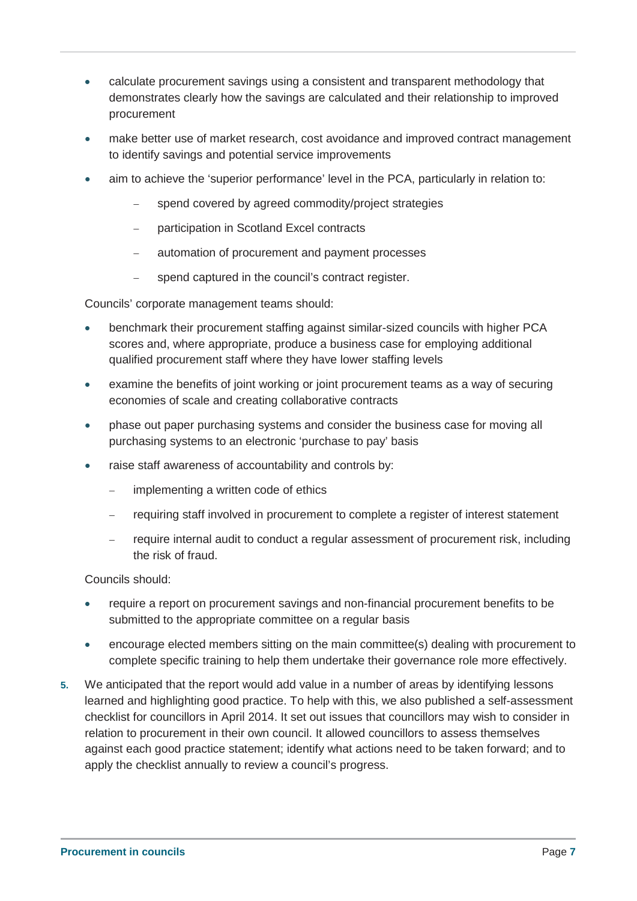- calculate procurement savings using a consistent and transparent methodology that demonstrates clearly how the savings are calculated and their relationship to improved procurement
- make better use of market research, cost avoidance and improved contract management to identify savings and potential service improvements
- aim to achieve the 'superior performance' level in the PCA, particularly in relation to:
  - spend covered by agreed commodity/project strategies
  - participation in Scotland Excel contracts
  - automation of procurement and payment processes
  - spend captured in the council's contract register.

Councils' corporate management teams should:

- benchmark their procurement staffing against similar-sized councils with higher PCA scores and, where appropriate, produce a business case for employing additional qualified procurement staff where they have lower staffing levels
- examine the benefits of joint working or joint procurement teams as a way of securing economies of scale and creating collaborative contracts
- phase out paper purchasing systems and consider the business case for moving all purchasing systems to an electronic 'purchase to pay' basis
- raise staff awareness of accountability and controls by:
  - implementing a written code of ethics
  - requiring staff involved in procurement to complete a register of interest statement
  - require internal audit to conduct a regular assessment of procurement risk, including the risk of fraud.

Councils should:

- require a report on procurement savings and non-financial procurement benefits to be submitted to the appropriate committee on a regular basis
- encourage elected members sitting on the main committee(s) dealing with procurement to complete specific training to help them undertake their governance role more effectively.

5. We anticipated that the report would add value in a number of areas by identifying lessons learned and highlighting good practice. To help with this, we also published a self-assessment checklist for councillors in April 2014. It set out issues that councillors may wish to consider in relation to procurement in their own council. It allowed councillors to assess themselves against each good practice statement; identify what actions need to be taken forward; and to apply the checklist annually to review a council's progress.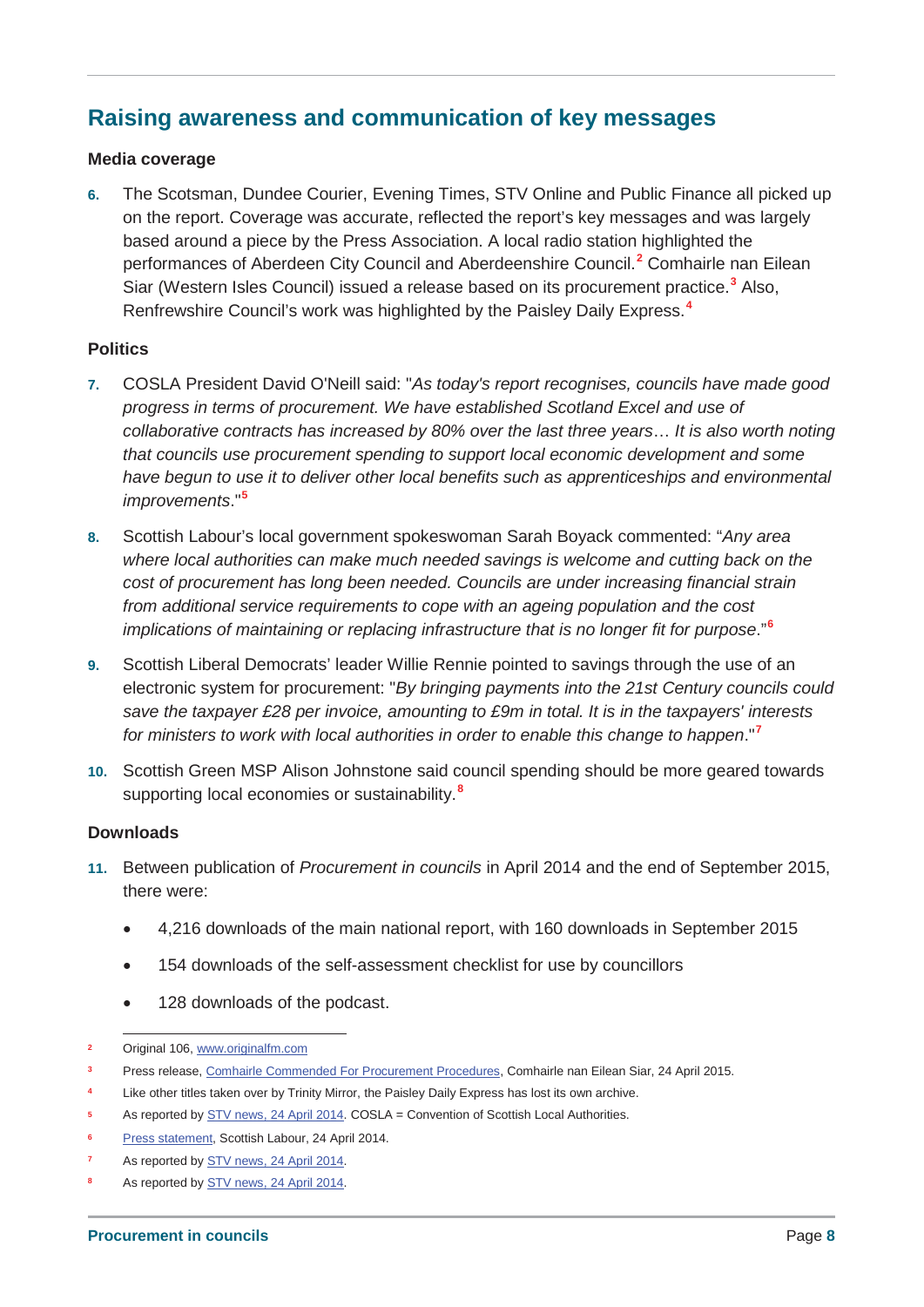## Raising awareness and communication of key messages

### Media coverage

**6.** The Scotsman, Dundee Courier, Evening Times, STV Online and Public Finance all picked up on the report. Coverage was accurate, reflected the report's key messages and was largely based around a piece by the Press Association. A local radio station highlighted the performances of Aberdeen City Council and Aberdeenshire Council.[2] Comhairle nan Eilean Siar (Western Isles Council) issued a release based on its procurement practice.[3] Also, Renfrewshire Council's work was highlighted by the Paisley Daily Express.[4]

### Politics

**7.** COSLA President David O'Neill said: "*As today's report recognises, councils have made good progress in terms of procurement. We have established Scotland Excel and use of collaborative contracts has increased by 80% over the last three years… It is also worth noting that councils use procurement spending to support local economic development and some have begun to use it to deliver other local benefits such as apprenticeships and environmental improvements*."[5]

**8.** Scottish Labour's local government spokeswoman Sarah Boyack commented: "*Any area where local authorities can make much needed savings is welcome and cutting back on the cost of procurement has long been needed. Councils are under increasing financial strain from additional service requirements to cope with an ageing population and the cost implications of maintaining or replacing infrastructure that is no longer fit for purpose*."[6]

**9.** Scottish Liberal Democrats' leader Willie Rennie pointed to savings through the use of an electronic system for procurement: "*By bringing payments into the 21st Century councils could save the taxpayer £28 per invoice, amounting to £9m in total. It is in the taxpayers' interests for ministers to work with local authorities in order to enable this change to happen*."[7]

**10.** Scottish Green MSP Alison Johnstone said council spending should be more geared towards supporting local economies or sustainability.[8]

### Downloads

**11.** Between publication of *Procurement in councils* in April 2014 and the end of September 2015, there were:

- 4,216 downloads of the main national report, with 160 downloads in September 2015
- 154 downloads of the self-assessment checklist for use by councillors
- 128 downloads of the podcast.

---

[2] Original 106, www.originalfm.com

[3] Press release, Comhairle Commended For Procurement Procedures, Comhairle nan Eilean Siar, 24 April 2015.

[4] Like other titles taken over by Trinity Mirror, the Paisley Daily Express has lost its own archive.

[5] As reported by STV news, 24 April 2014. COSLA = Convention of Scottish Local Authorities.

[6] Press statement, Scottish Labour, 24 April 2014.

[7] As reported by STV news, 24 April 2014.

[8] As reported by STV news, 24 April 2014.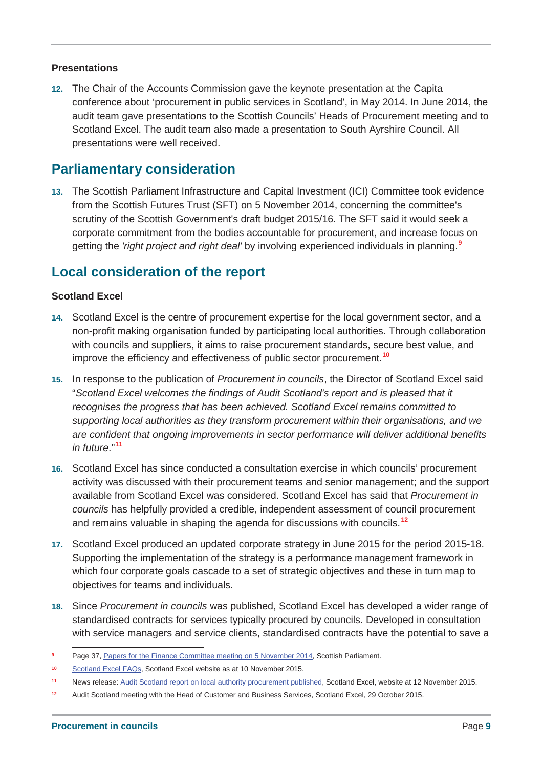### Presentations

**12.** The Chair of the Accounts Commission gave the keynote presentation at the Capita conference about 'procurement in public services in Scotland', in May 2014. In June 2014, the audit team gave presentations to the Scottish Councils' Heads of Procurement meeting and to Scotland Excel. The audit team also made a presentation to South Ayrshire Council. All presentations were well received.

## Parliamentary consideration

**13.** The Scottish Parliament Infrastructure and Capital Investment (ICI) Committee took evidence from the Scottish Futures Trust (SFT) on 5 November 2014, concerning the committee's scrutiny of the Scottish Government's draft budget 2015/16. The SFT said it would seek a corporate commitment from the bodies accountable for procurement, and increase focus on getting the *'right project and right deal'* by involving experienced individuals in planning.[9]

## Local consideration of the report

### Scotland Excel

**14.** Scotland Excel is the centre of procurement expertise for the local government sector, and a non-profit making organisation funded by participating local authorities. Through collaboration with councils and suppliers, it aims to raise procurement standards, secure best value, and improve the efficiency and effectiveness of public sector procurement.[10]

**15.** In response to the publication of *Procurement in councils*, the Director of Scotland Excel said "*Scotland Excel welcomes the findings of Audit Scotland's report and is pleased that it recognises the progress that has been achieved. Scotland Excel remains committed to supporting local authorities as they transform procurement within their organisations, and we are confident that ongoing improvements in sector performance will deliver additional benefits in future*."[11]

**16.** Scotland Excel has since conducted a consultation exercise in which councils' procurement activity was discussed with their procurement teams and senior management; and the support available from Scotland Excel was considered. Scotland Excel has said that *Procurement in councils* has helpfully provided a credible, independent assessment of council procurement and remains valuable in shaping the agenda for discussions with councils.[12]

**17.** Scotland Excel produced an updated corporate strategy in June 2015 for the period 2015-18. Supporting the implementation of the strategy is a performance management framework in which four corporate goals cascade to a set of strategic objectives and these in turn map to objectives for teams and individuals.

**18.** Since *Procurement in councils* was published, Scotland Excel has developed a wider range of standardised contracts for services typically procured by councils. Developed in consultation with service managers and service clients, standardised contracts have the potential to save a

---

[9] Page 37, Papers for the Finance Committee meeting on 5 November 2014, Scottish Parliament.

[10] Scotland Excel FAQs, Scotland Excel website as at 10 November 2015.

[11] News release: Audit Scotland report on local authority procurement published, Scotland Excel, website at 12 November 2015.

[12] Audit Scotland meeting with the Head of Customer and Business Services, Scotland Excel, 29 October 2015.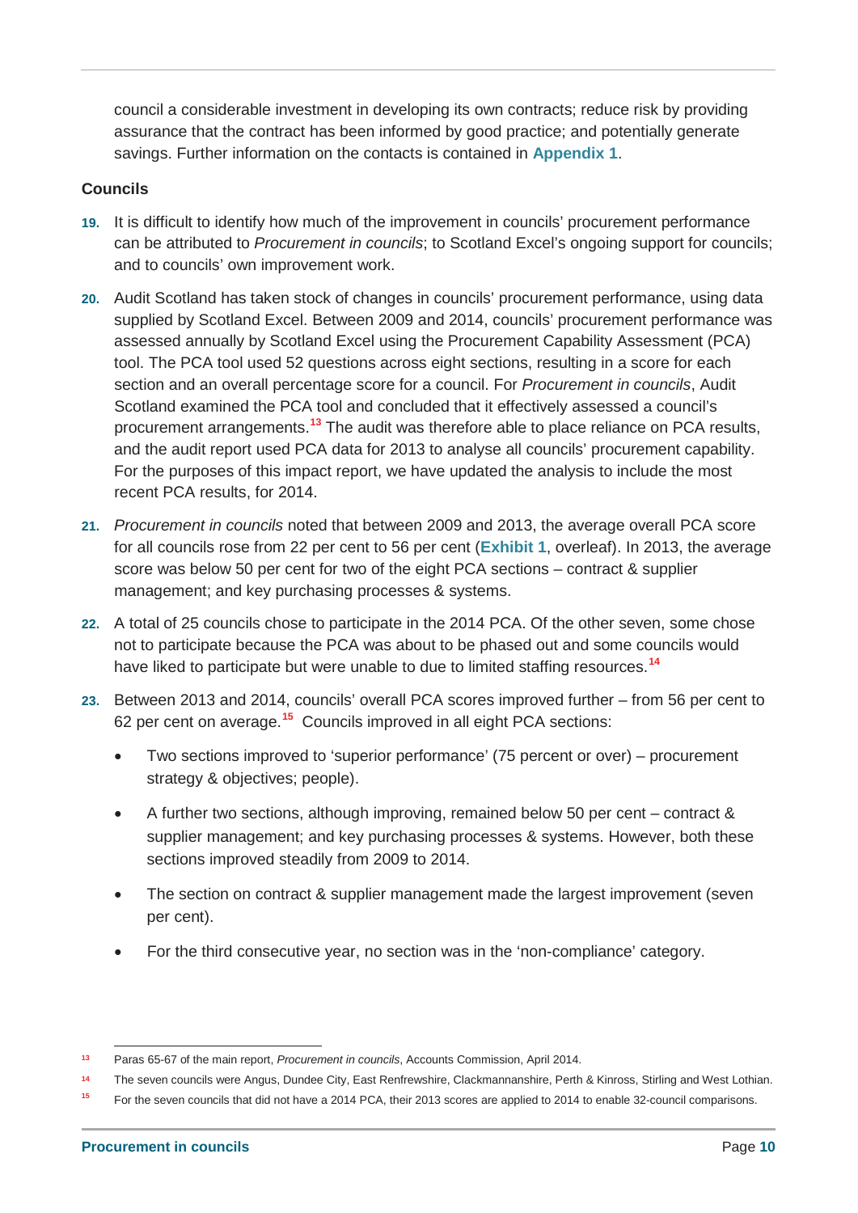council a considerable investment in developing its own contracts; reduce risk by providing assurance that the contract has been informed by good practice; and potentially generate savings. Further information on the contacts is contained in **Appendix 1**.

**Councils**

**19.** It is difficult to identify how much of the improvement in councils' procurement performance can be attributed to *Procurement in councils*; to Scotland Excel's ongoing support for councils; and to councils' own improvement work.

**20.** Audit Scotland has taken stock of changes in councils' procurement performance, using data supplied by Scotland Excel. Between 2009 and 2014, councils' procurement performance was assessed annually by Scotland Excel using the Procurement Capability Assessment (PCA) tool. The PCA tool used 52 questions across eight sections, resulting in a score for each section and an overall percentage score for a council. For *Procurement in councils*, Audit Scotland examined the PCA tool and concluded that it effectively assessed a council's procurement arrangements.[13] The audit was therefore able to place reliance on PCA results, and the audit report used PCA data for 2013 to analyse all councils' procurement capability. For the purposes of this impact report, we have updated the analysis to include the most recent PCA results, for 2014.

**21.** *Procurement in councils* noted that between 2009 and 2013, the average overall PCA score for all councils rose from 22 per cent to 56 per cent (**Exhibit 1**, overleaf). In 2013, the average score was below 50 per cent for two of the eight PCA sections – contract & supplier management; and key purchasing processes & systems.

**22.** A total of 25 councils chose to participate in the 2014 PCA. Of the other seven, some chose not to participate because the PCA was about to be phased out and some councils would have liked to participate but were unable to due to limited staffing resources.[14]

**23.** Between 2013 and 2014, councils' overall PCA scores improved further – from 56 per cent to 62 per cent on average.[15] Councils improved in all eight PCA sections:

- Two sections improved to 'superior performance' (75 percent or over) – procurement strategy & objectives; people).
- A further two sections, although improving, remained below 50 per cent – contract & supplier management; and key purchasing processes & systems. However, both these sections improved steadily from 2009 to 2014.
- The section on contract & supplier management made the largest improvement (seven per cent).
- For the third consecutive year, no section was in the 'non-compliance' category.

---

[13] Paras 65-67 of the main report, *Procurement in councils*, Accounts Commission, April 2014.

[14] The seven councils were Angus, Dundee City, East Renfrewshire, Clackmannanshire, Perth & Kinross, Stirling and West Lothian.

[15] For the seven councils that did not have a 2014 PCA, their 2013 scores are applied to 2014 to enable 32-council comparisons.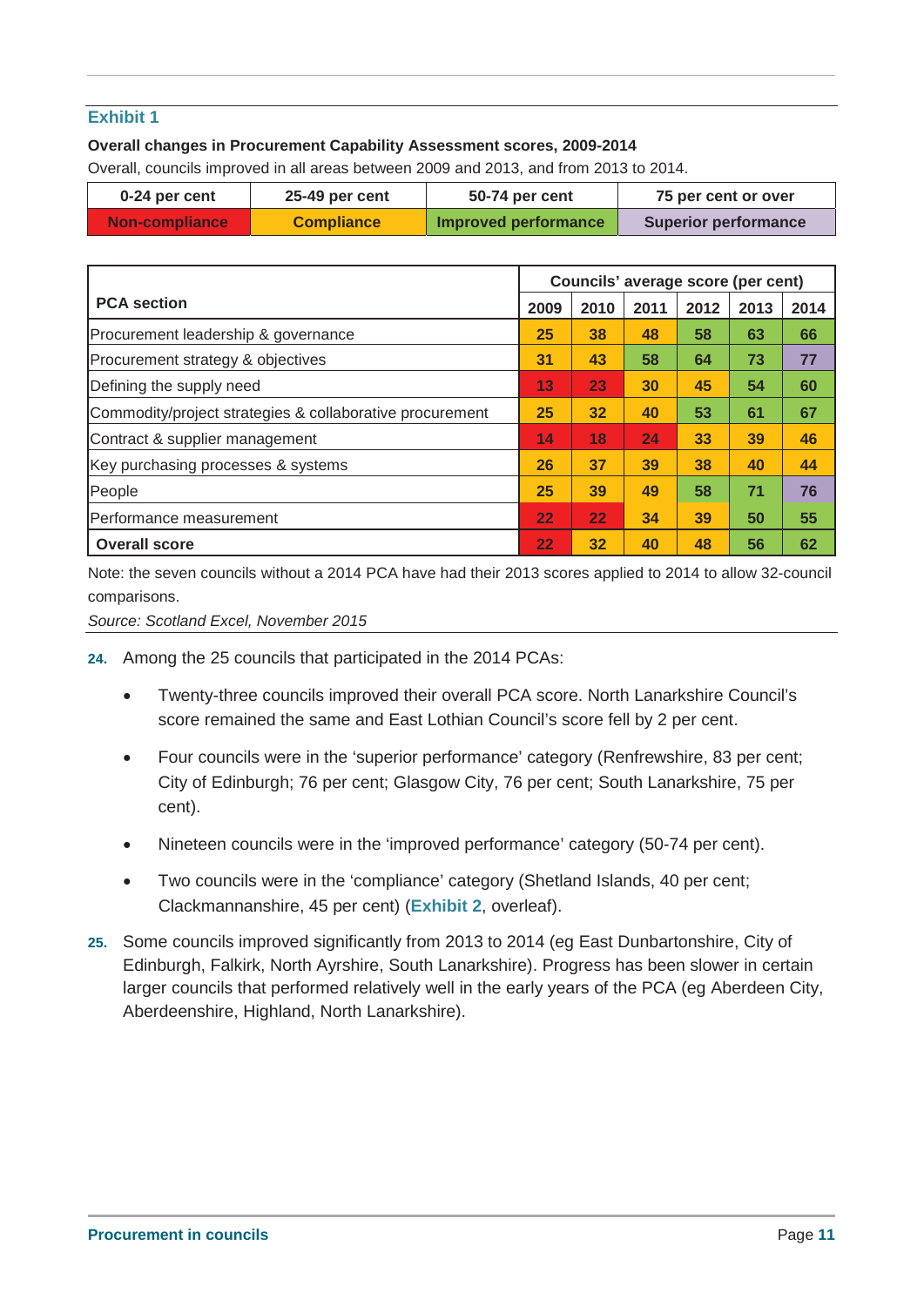**Exhibit 1**

**Overall changes in Procurement Capability Assessment scores, 2009-2014**

Overall, councils improved in all areas between 2009 and 2013, and from 2013 to 2014.

| 0-24 per cent | 25-49 per cent | 50-74 per cent | 75 per cent or over |
|---|---|---|---|
| Non-compliance | Compliance | Improved performance | Superior performance |

| PCA section | Councils' average score (per cent) | | | | | |
|---|---|---|---|---|---|---|
| | 2009 | 2010 | 2011 | 2012 | 2013 | 2014 |
| Procurement leadership & governance | 25 | 38 | 48 | 58 | 63 | 66 |
| Procurement strategy & objectives | 31 | 43 | 58 | 64 | 73 | 77 |
| Defining the supply need | 13 | 23 | 30 | 45 | 54 | 60 |
| Commodity/project strategies & collaborative procurement | 25 | 32 | 40 | 53 | 61 | 67 |
| Contract & supplier management | 14 | 18 | 24 | 33 | 39 | 46 |
| Key purchasing processes & systems | 26 | 37 | 39 | 38 | 40 | 44 |
| People | 25 | 39 | 49 | 58 | 71 | 76 |
| Performance measurement | 22 | 22 | 34 | 39 | 50 | 55 |
| **Overall score** | 22 | 32 | 40 | 48 | 56 | 62 |

Note: the seven councils without a 2014 PCA have had their 2013 scores applied to 2014 to allow 32-council comparisons.

*Source: Scotland Excel, November 2015*

**24.** Among the 25 councils that participated in the 2014 PCAs:

- Twenty-three councils improved their overall PCA score. North Lanarkshire Council's score remained the same and East Lothian Council's score fell by 2 per cent.
- Four councils were in the 'superior performance' category (Renfrewshire, 83 per cent; City of Edinburgh; 76 per cent; Glasgow City, 76 per cent; South Lanarkshire, 75 per cent).
- Nineteen councils were in the 'improved performance' category (50-74 per cent).
- Two councils were in the 'compliance' category (Shetland Islands, 40 per cent; Clackmannanshire, 45 per cent) (**Exhibit 2**, overleaf).

**25.** Some councils improved significantly from 2013 to 2014 (eg East Dunbartonshire, City of Edinburgh, Falkirk, North Ayrshire, South Lanarkshire). Progress has been slower in certain larger councils that performed relatively well in the early years of the PCA (eg Aberdeen City, Aberdeenshire, Highland, North Lanarkshire).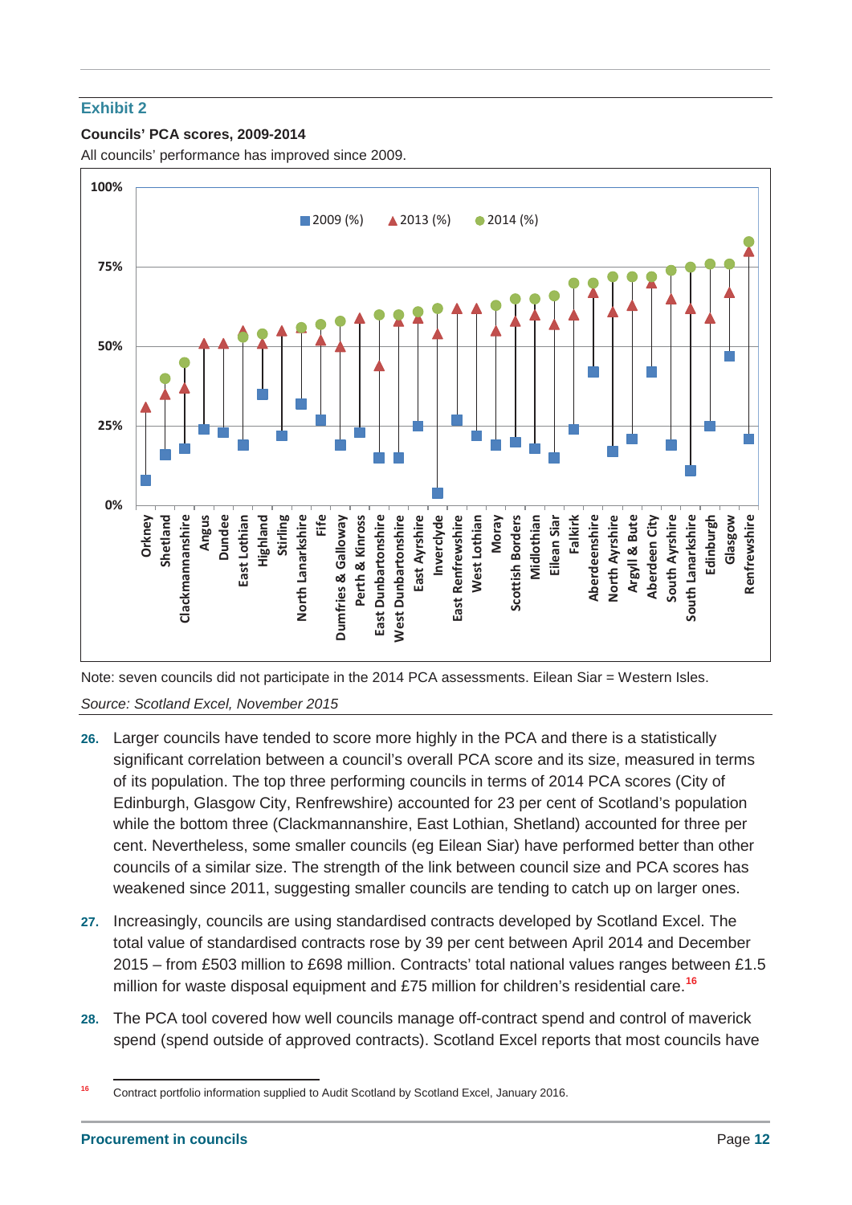## Exhibit 2

**Councils' PCA scores, 2009-2014**

All councils' performance has improved since 2009.

Note: seven councils did not participate in the 2014 PCA assessments. Eilean Siar = Western Isles.

*Source: Scotland Excel, November 2015*

**26.** Larger councils have tended to score more highly in the PCA and there is a statistically significant correlation between a council's overall PCA score and its size, measured in terms of its population. The top three performing councils in terms of 2014 PCA scores (City of Edinburgh, Glasgow City, Renfrewshire) accounted for 23 per cent of Scotland's population while the bottom three (Clackmannanshire, East Lothian, Shetland) accounted for three per cent. Nevertheless, some smaller councils (eg Eilean Siar) have performed better than other councils of a similar size. The strength of the link between council size and PCA scores has weakened since 2011, suggesting smaller councils are tending to catch up on larger ones.

**27.** Increasingly, councils are using standardised contracts developed by Scotland Excel. The total value of standardised contracts rose by 39 per cent between April 2014 and December 2015 – from £503 million to £698 million. Contracts' total national values ranges between £1.5 million for waste disposal equipment and £75 million for children's residential care.[16]

**28.** The PCA tool covered how well councils manage off-contract spend and control of maverick spend (spend outside of approved contracts). Scotland Excel reports that most councils have

[16] Contract portfolio information supplied to Audit Scotland by Scotland Excel, January 2016.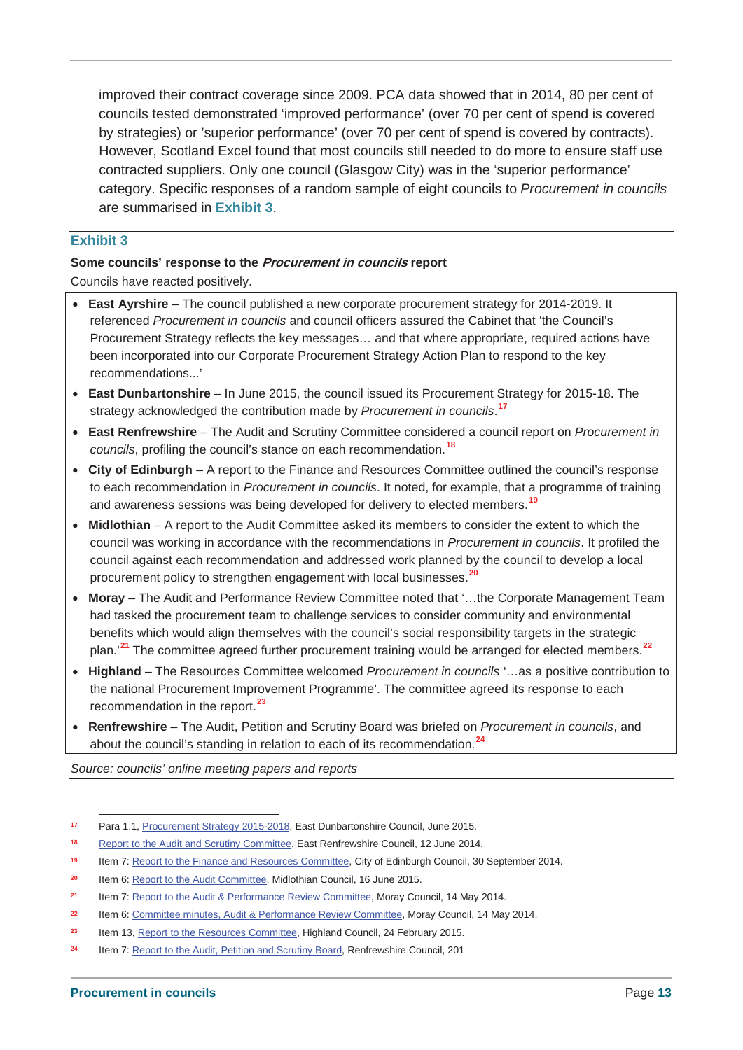improved their contract coverage since 2009. PCA data showed that in 2014, 80 per cent of councils tested demonstrated 'improved performance' (over 70 per cent of spend is covered by strategies) or 'superior performance' (over 70 per cent of spend is covered by contracts). However, Scotland Excel found that most councils still needed to do more to ensure staff use contracted suppliers. Only one council (Glasgow City) was in the 'superior performance' category. Specific responses of a random sample of eight councils to *Procurement in councils* are summarised in **Exhibit 3**.

### Exhibit 3

**Some councils' response to the *Procurement in councils* report**

Councils have reacted positively.

- **East Ayrshire** – The council published a new corporate procurement strategy for 2014-2019. It referenced *Procurement in councils* and council officers assured the Cabinet that 'the Council's Procurement Strategy reflects the key messages… and that where appropriate, required actions have been incorporated into our Corporate Procurement Strategy Action Plan to respond to the key recommendations...'
- **East Dunbartonshire** – In June 2015, the council issued its Procurement Strategy for 2015-18. The strategy acknowledged the contribution made by *Procurement in councils*.[17]
- **East Renfrewshire** – The Audit and Scrutiny Committee considered a council report on *Procurement in councils*, profiling the council's stance on each recommendation.[18]
- **City of Edinburgh** – A report to the Finance and Resources Committee outlined the council's response to each recommendation in *Procurement in councils*. It noted, for example, that a programme of training and awareness sessions was being developed for delivery to elected members.[19]
- **Midlothian** – A report to the Audit Committee asked its members to consider the extent to which the council was working in accordance with the recommendations in *Procurement in councils*. It profiled the council against each recommendation and addressed work planned by the council to develop a local procurement policy to strengthen engagement with local businesses.[20]
- **Moray** – The Audit and Performance Review Committee noted that '…the Corporate Management Team had tasked the procurement team to challenge services to consider community and environmental benefits which would align themselves with the council's social responsibility targets in the strategic plan.'[21] The committee agreed further procurement training would be arranged for elected members.[22]
- **Highland** – The Resources Committee welcomed *Procurement in councils* '…as a positive contribution to the national Procurement Improvement Programme'. The committee agreed its response to each recommendation in the report.[23]
- **Renfrewshire** – The Audit, Petition and Scrutiny Board was briefed on *Procurement in councils*, and about the council's standing in relation to each of its recommendation.[24]

*Source: councils' online meeting papers and reports*

---

[17] Para 1.1, Procurement Strategy 2015-2018, East Dunbartonshire Council, June 2015.

[18] Report to the Audit and Scrutiny Committee, East Renfrewshire Council, 12 June 2014.

[19] Item 7: Report to the Finance and Resources Committee, City of Edinburgh Council, 30 September 2014.

[20] Item 6: Report to the Audit Committee, Midlothian Council, 16 June 2015.

[21] Item 7: Report to the Audit & Performance Review Committee, Moray Council, 14 May 2014.

[22] Item 6: Committee minutes, Audit & Performance Review Committee, Moray Council, 14 May 2014.

[23] Item 13, Report to the Resources Committee, Highland Council, 24 February 2015.

[24] Item 7: Report to the Audit, Petition and Scrutiny Board, Renfrewshire Council, 201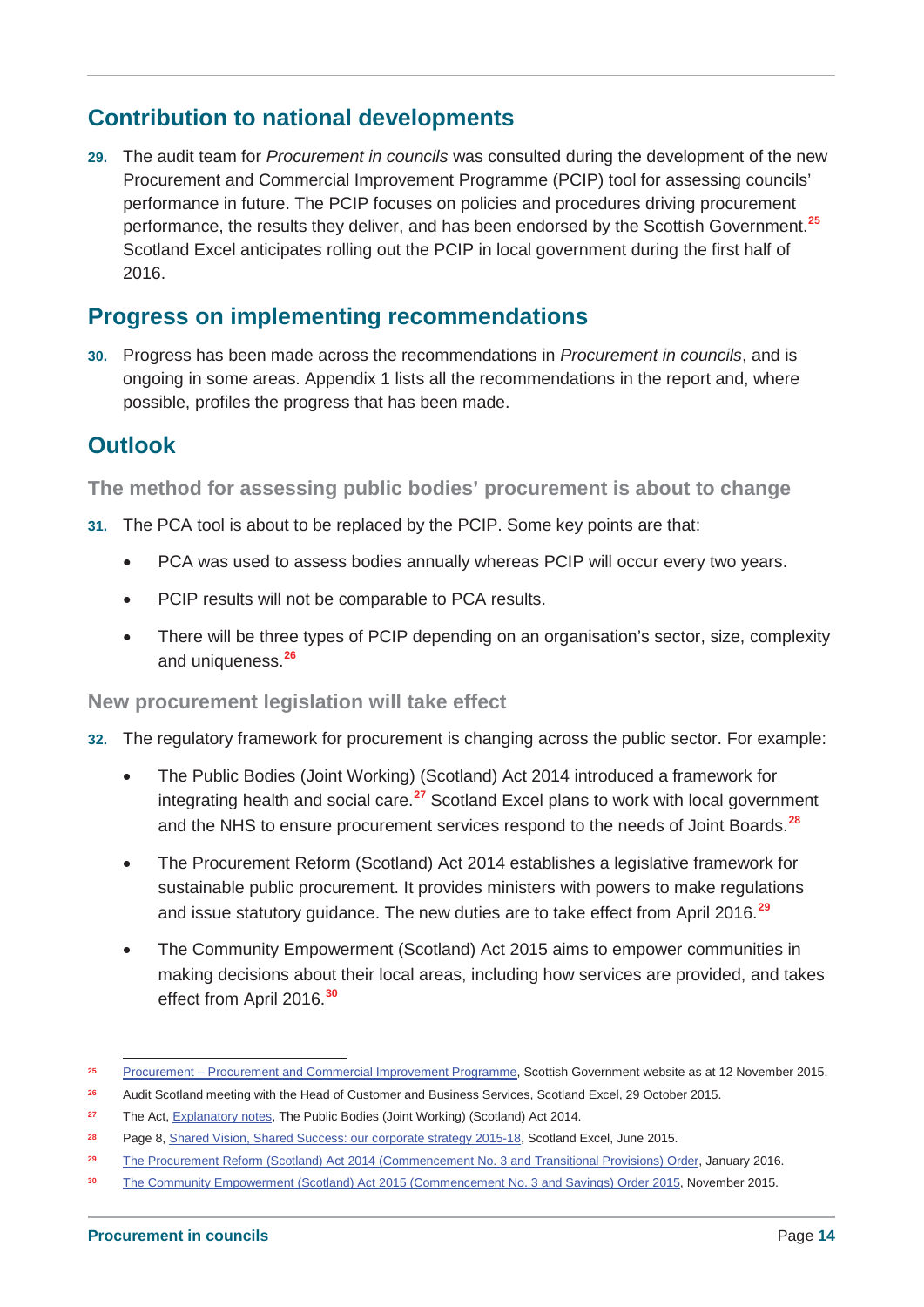## Contribution to national developments

**29.** The audit team for *Procurement in councils* was consulted during the development of the new Procurement and Commercial Improvement Programme (PCIP) tool for assessing councils' performance in future. The PCIP focuses on policies and procedures driving procurement performance, the results they deliver, and has been endorsed by the Scottish Government.[25] Scotland Excel anticipates rolling out the PCIP in local government during the first half of 2016.

## Progress on implementing recommendations

**30.** Progress has been made across the recommendations in *Procurement in councils*, and is ongoing in some areas. Appendix 1 lists all the recommendations in the report and, where possible, profiles the progress that has been made.

## Outlook

### The method for assessing public bodies' procurement is about to change

**31.** The PCA tool is about to be replaced by the PCIP. Some key points are that:

- PCA was used to assess bodies annually whereas PCIP will occur every two years.
- PCIP results will not be comparable to PCA results.
- There will be three types of PCIP depending on an organisation's sector, size, complexity and uniqueness.[26]

### New procurement legislation will take effect

**32.** The regulatory framework for procurement is changing across the public sector. For example:

- The Public Bodies (Joint Working) (Scotland) Act 2014 introduced a framework for integrating health and social care.[27] Scotland Excel plans to work with local government and the NHS to ensure procurement services respond to the needs of Joint Boards.[28]
- The Procurement Reform (Scotland) Act 2014 establishes a legislative framework for sustainable public procurement. It provides ministers with powers to make regulations and issue statutory guidance. The new duties are to take effect from April 2016.[29]
- The Community Empowerment (Scotland) Act 2015 aims to empower communities in making decisions about their local areas, including how services are provided, and takes effect from April 2016.[30]

---

25 Procurement – Procurement and Commercial Improvement Programme, Scottish Government website as at 12 November 2015.

26 Audit Scotland meeting with the Head of Customer and Business Services, Scotland Excel, 29 October 2015.

27 The Act, Explanatory notes, The Public Bodies (Joint Working) (Scotland) Act 2014.

28 Page 8, Shared Vision, Shared Success: our corporate strategy 2015-18, Scotland Excel, June 2015.

29 The Procurement Reform (Scotland) Act 2014 (Commencement No. 3 and Transitional Provisions) Order, January 2016.

30 The Community Empowerment (Scotland) Act 2015 (Commencement No. 3 and Savings) Order 2015, November 2015.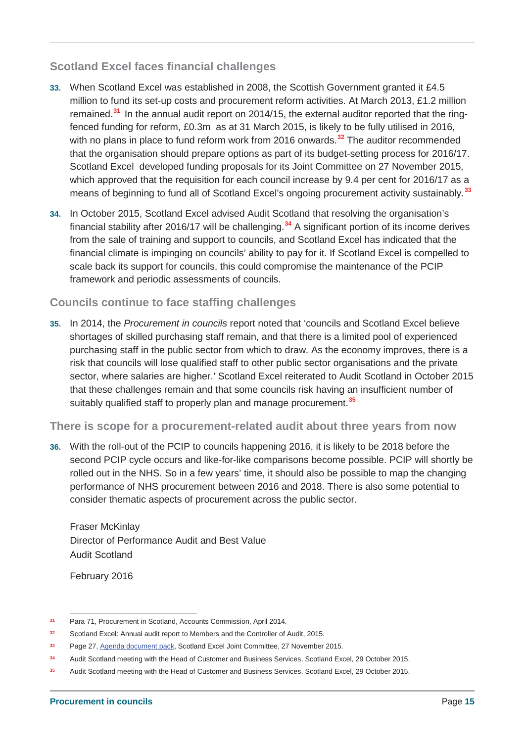## Scotland Excel faces financial challenges

**33.** When Scotland Excel was established in 2008, the Scottish Government granted it £4.5 million to fund its set-up costs and procurement reform activities. At March 2013, £1.2 million remained.[31] In the annual audit report on 2014/15, the external auditor reported that the ring-fenced funding for reform, £0.3m as at 31 March 2015, is likely to be fully utilised in 2016, with no plans in place to fund reform work from 2016 onwards.[32] The auditor recommended that the organisation should prepare options as part of its budget-setting process for 2016/17. Scotland Excel developed funding proposals for its Joint Committee on 27 November 2015, which approved that the requisition for each council increase by 9.4 per cent for 2016/17 as a means of beginning to fund all of Scotland Excel's ongoing procurement activity sustainably.[33]

**34.** In October 2015, Scotland Excel advised Audit Scotland that resolving the organisation's financial stability after 2016/17 will be challenging.[34] A significant portion of its income derives from the sale of training and support to councils, and Scotland Excel has indicated that the financial climate is impinging on councils' ability to pay for it. If Scotland Excel is compelled to scale back its support for councils, this could compromise the maintenance of the PCIP framework and periodic assessments of councils.

## Councils continue to face staffing challenges

**35.** In 2014, the *Procurement in councils* report noted that 'councils and Scotland Excel believe shortages of skilled purchasing staff remain, and that there is a limited pool of experienced purchasing staff in the public sector from which to draw. As the economy improves, there is a risk that councils will lose qualified staff to other public sector organisations and the private sector, where salaries are higher.' Scotland Excel reiterated to Audit Scotland in October 2015 that these challenges remain and that some councils risk having an insufficient number of suitably qualified staff to properly plan and manage procurement.[35]

## There is scope for a procurement-related audit about three years from now

**36.** With the roll-out of the PCIP to councils happening 2016, it is likely to be 2018 before the second PCIP cycle occurs and like-for-like comparisons become possible. PCIP will shortly be rolled out in the NHS. So in a few years' time, it should also be possible to map the changing performance of NHS procurement between 2016 and 2018. There is also some potential to consider thematic aspects of procurement across the public sector.

Fraser McKinlay
Director of Performance Audit and Best Value
Audit Scotland

February 2016

---

[31] Para 71, Procurement in Scotland, Accounts Commission, April 2014.

[32] Scotland Excel: Annual audit report to Members and the Controller of Audit, 2015.

[33] Page 27, Agenda document pack, Scotland Excel Joint Committee, 27 November 2015.

[34] Audit Scotland meeting with the Head of Customer and Business Services, Scotland Excel, 29 October 2015.

[35] Audit Scotland meeting with the Head of Customer and Business Services, Scotland Excel, 29 October 2015.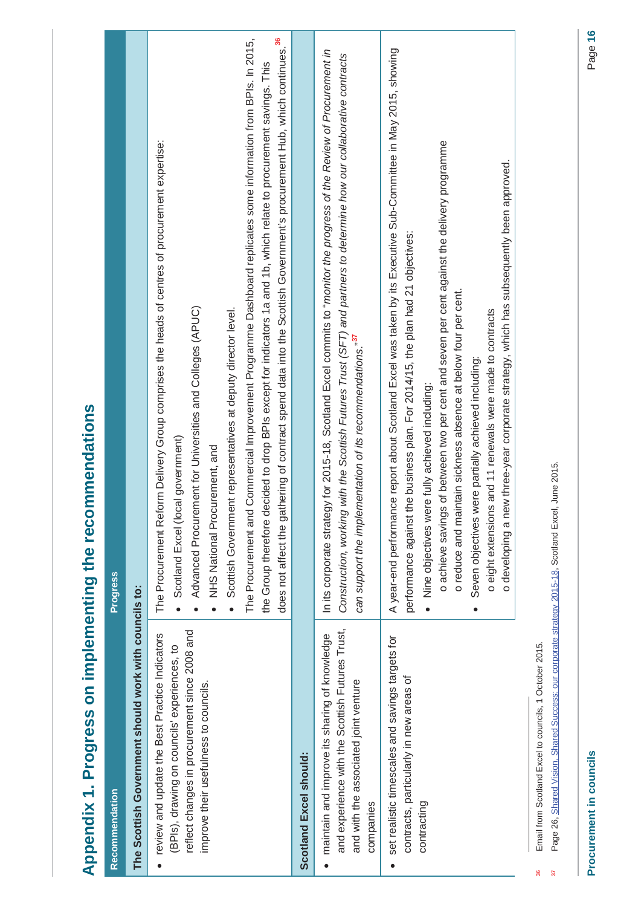# Appendix 1. Progress on implementing the recommendations

| Recommendation | Progress |
|---|---|
| **The Scottish Government should work with councils to:** | |
| • review and update the Best Practice Indicators (BPIs), drawing on councils' experiences, to reflect changes in procurement since 2008 and improve their usefulness to councils. | The Procurement Reform Delivery Group comprises the heads of centres of procurement expertise:<br>• Scotland Excel (local government)<br>• Advanced Procurement for Universities and Colleges (APUC)<br>• NHS National Procurement, and<br>• Scottish Government representatives at deputy director level.<br>The Procurement and Commercial Improvement Programme Dashboard replicates some information from BPIs. In 2015, the Group therefore decided to drop BPIs except for indicators 1a and 1b, which relate to procurement savings. This does not affect the gathering of contract spend data into the Scottish Government's procurement Hub, which continues.[36] |
| **Scotland Excel should:** | |
| • maintain and improve its sharing of knowledge and experience with the Scottish Futures Trust, and with the associated joint venture companies | In its corporate strategy for 2015-18, Scotland Excel commits to "*monitor the progress of the Review of Procurement in Construction, working with the Scottish Futures Trust (SFT) and partners to determine how our collaborative contracts can support the implementation of its recommendations.*"[37] |
| • set realistic timescales and savings targets for contracts, particularly in new areas of contracting | A year-end performance report about Scotland Excel was taken by its Executive Sub-Committee in May 2015, showing performance against the business plan. For 2014/15, the plan had 21 objectives:<br>• Nine objectives were fully achieved including:<br>o achieve savings of between two per cent and seven per cent against the delivery programme<br>o reduce and maintain sickness absence at below four per cent.<br>• Seven objectives were partially achieved including:<br>o eight extensions and 11 renewals were made to contracts<br>o developing a new three-year corporate strategy, which has subsequently been approved. |

36 Email from Scotland Excel to councils, 1 October 2015.

37 Page 26, Shared Vision, Shared Success: our corporate strategy 2015-18, Scotland Excel, June 2015.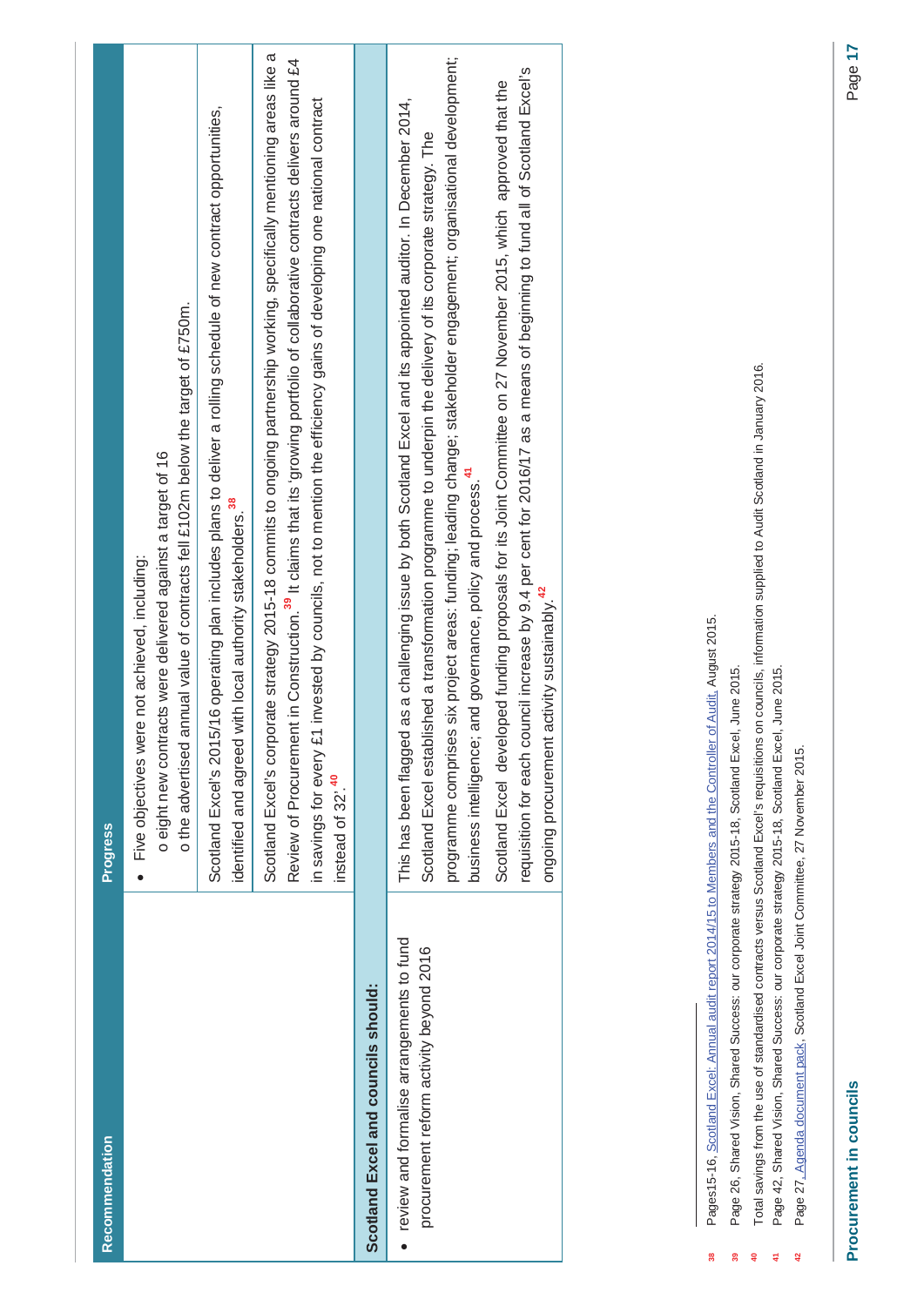| Recommendation | Progress |
|---|---|
| | • Five objectives were not achieved, including: <br> o eight new contracts were delivered against a target of 16 <br> o the advertised annual value of contracts fell £102m below the target of £750m. |
| | Scotland Excel's 2015/16 operating plan includes plans to deliver a rolling schedule of new contract opportunities, identified and agreed with local authority stakeholders.[38] |
| | Scotland Excel's corporate strategy 2015-18 commits to ongoing partnership working, specifically mentioning areas like a Review of Procurement in Construction.[39] It claims that its 'growing portfolio of collaborative contracts delivers around £4 in savings for every £1 invested by councils, not to mention the efficiency gains of developing one national contract instead of 32'.[40] |
| **Scotland Excel and councils should:** | |
| • review and formalise arrangements to fund procurement reform activity beyond 2016 | This has been flagged as a challenging issue by both Scotland Excel and its appointed auditor. In December 2014, Scotland Excel established a transformation programme to underpin the delivery of its corporate strategy. The programme comprises six project areas: funding; leading change; stakeholder engagement; organisational development; business intelligence; and governance, policy and process.[41] <br><br> Scotland Excel developed funding proposals for its Joint Committee on 27 November 2015, which approved that the requisition for each council increase by 9.4 per cent for 2016/17 as a means of beginning to fund all of Scotland Excel's ongoing procurement activity sustainably.[42] |

---

38 Pages15-16, Scotland Excel: Annual audit report 2014/15 to Members and the Controller of Audit, August 2015.

39 Page 26, Shared Vision, Shared Success: our corporate strategy 2015-18, Scotland Excel, June 2015.

40 Total savings from the use of standardised contracts versus Scotland Excel's requisitions on councils, information supplied to Audit Scotland in January 2016.

41 Page 42, Shared Vision, Shared Success: our corporate strategy 2015-18, Scotland Excel, June 2015.

42 Page 27, Agenda document pack, Scotland Excel Joint Committee, 27 November 2015.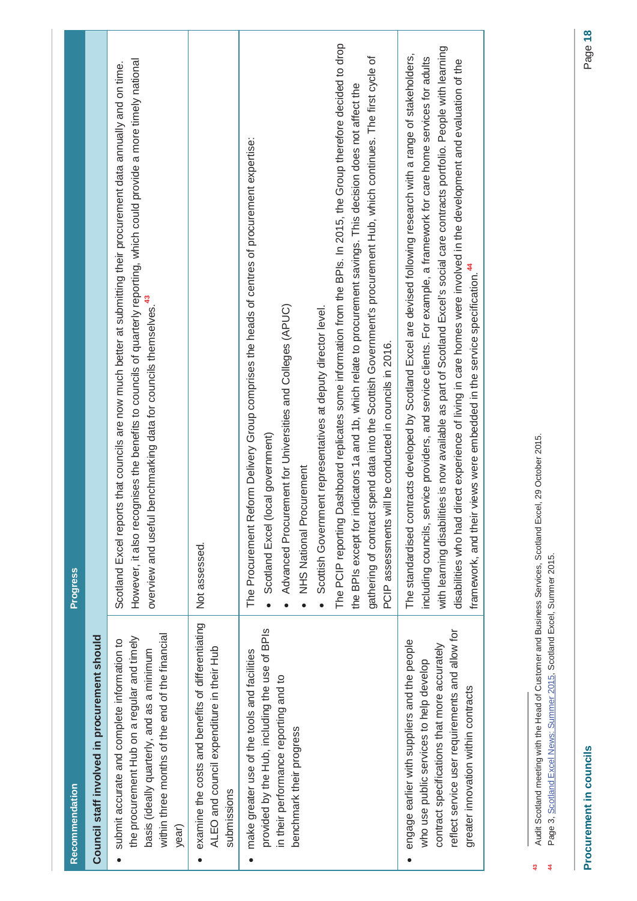| Recommendation | Progress |
|---|---|
| **Council staff involved in procurement should** | |
| • submit accurate and complete information to the procurement Hub on a regular and timely basis (ideally quarterly, and as a minimum within three months of the end of the financial year) | Scotland Excel reports that councils are now much better at submitting their procurement data annually and on time. However, it also recognises the benefits to councils of quarterly reporting, which could provide a more timely national overview and useful benchmarking data for councils themselves.[43] |
| • examine the costs and benefits of differentiating ALEO and council expenditure in their Hub submissions | Not assessed. |
| • make greater use of the tools and facilities provided by the Hub, including the use of BPIs in their performance reporting and to benchmark their progress | The Procurement Reform Delivery Group comprises the heads of centres of procurement expertise: • Scotland Excel (local government) • Advanced Procurement for Universities and Colleges (APUC) • NHS National Procurement • Scottish Government representatives at deputy director level. The PCIP reporting Dashboard replicates some information from the BPIs. In 2015, the Group therefore decided to drop the BPIs except for indicators 1a and 1b, which relate to procurement savings. This decision does not affect the gathering of contract spend data into the Scottish Government's procurement Hub, which continues. The first cycle of PCIP assessments will be conducted in councils in 2016. |
| • engage earlier with suppliers and the people who use public services to help develop contract specifications that more accurately reflect service user requirements and allow for greater innovation within contracts | The standardised contracts developed by Scotland Excel are devised following research with a range of stakeholders, including councils, service providers, and service clients. For example, a framework for care home services for adults with learning disabilities is now available as part of Scotland Excel's social care contracts portfolio. People with learning disabilities who had direct experience of living in care homes were involved in the development and evaluation of the framework, and their views were embedded in the service specification.[44] |

[43] Audit Scotland meeting with the Head of Customer and Business Services, Scotland Excel, 29 October 2015.
[44] Page 3, Scotland Excel News: Summer 2015, Scotland Excel, Summer 2015.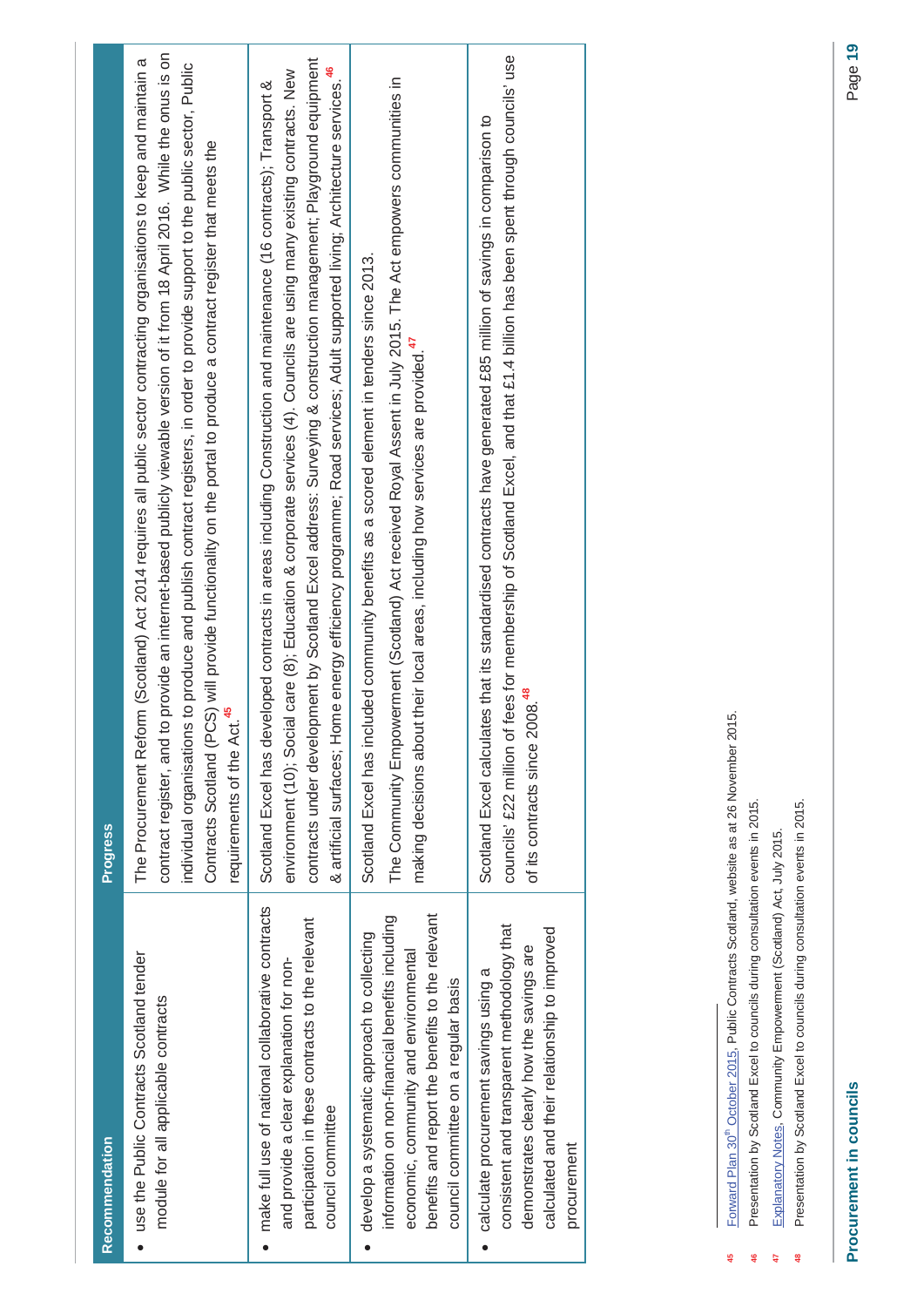| Recommendation | Progress |
|---|---|
| • use the Public Contracts Scotland tender module for all applicable contracts | The Procurement Reform (Scotland) Act 2014 requires all public sector contracting organisations to keep and maintain a contract register, and to provide an internet-based publicly viewable version of it from 18 April 2016. While the onus is on individual organisations to produce and publish contract registers, in order to provide support to the public sector, Public Contracts Scotland (PCS) will provide functionality on the portal to produce a contract register that meets the requirements of the Act.[45] |
| • make full use of national collaborative contracts and provide a clear explanation for non-participation in these contracts to the relevant council committee | Scotland Excel has developed contracts in areas including Construction and maintenance (16 contracts); Transport & environment (10); Social care (8); Education & corporate services (4). Councils are using many existing contracts. New contracts under development by Scotland Excel address: Surveying & construction management; Playground equipment & artificial surfaces; Home energy efficiency programme; Road services; Adult supported living; Architecture services.[46] |
| • develop a systematic approach to collecting information on non-financial benefits including economic, community and environmental benefits and report the benefits to the relevant council committee on a regular basis | Scotland Excel has included community benefits as a scored element in tenders since 2013.<br><br>The Community Empowerment (Scotland) Act received Royal Assent in July 2015. The Act empowers communities in making decisions about their local areas, including how services are provided.[47] |
| • calculate procurement savings using a consistent and transparent methodology that demonstrates clearly how the savings are calculated and their relationship to improved procurement | Scotland Excel calculates that its standardised contracts have generated £85 million of savings in comparison to councils' £22 million of fees for membership of Scotland Excel, and that £1.4 billion has been spent through councils' use of its contracts since 2008.[48] |

45 Forward Plan 30th October 2015, Public Contracts Scotland, website as at 26 November 2015.

46 Presentation by Scotland Excel to councils during consultation events in 2015.

47 Explanatory Notes, Community Empowerment (Scotland) Act, July 2015.

48 Presentation by Scotland Excel to councils during consultation events in 2015.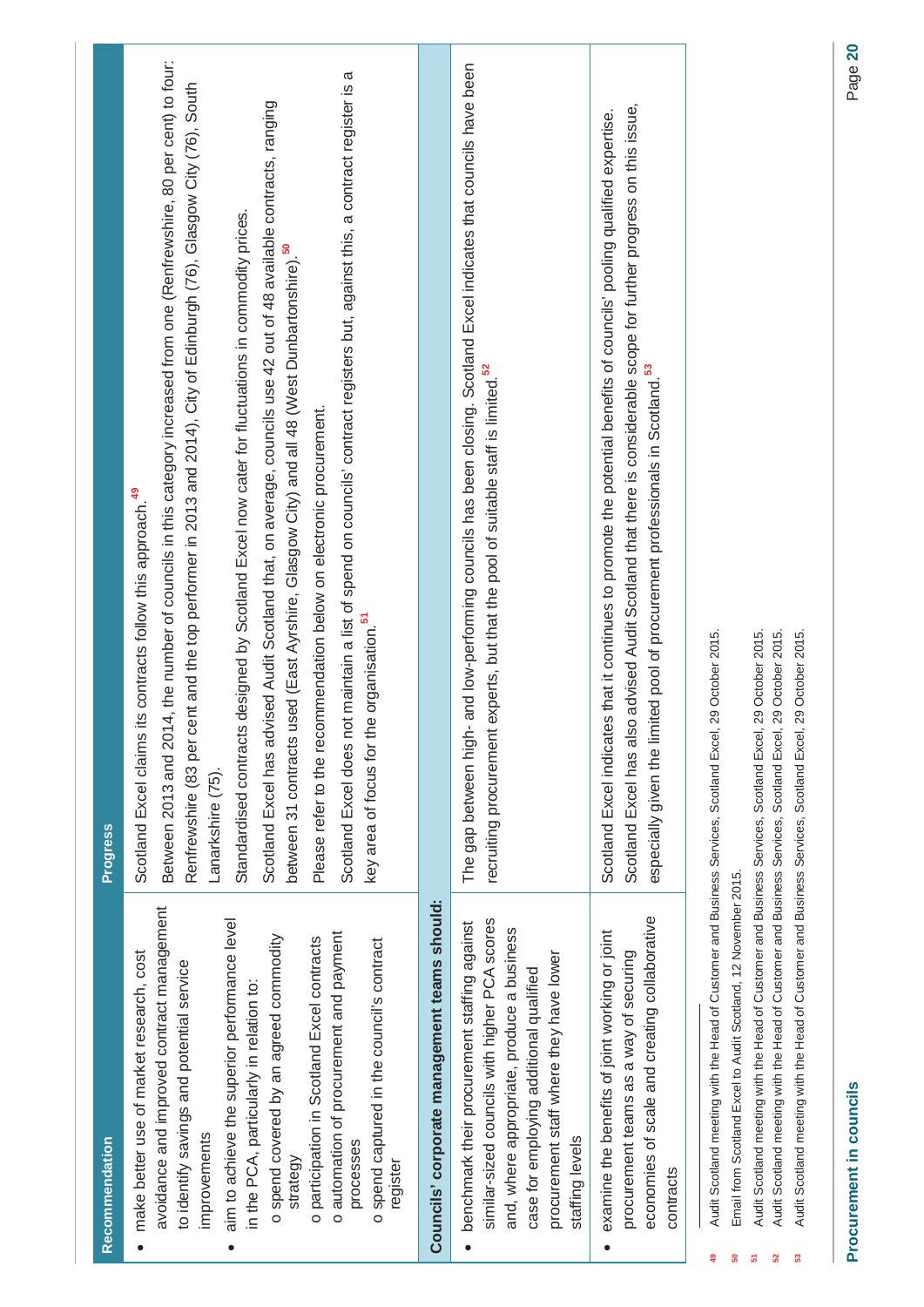| Recommendation | Progress |
|---|---|
| • make better use of market research, cost avoidance and improved contract management to identify savings and potential service improvements<br>• aim to achieve the superior performance level in the PCA, particularly in relation to:<br>o spend covered by an agreed commodity strategy<br>o participation in Scotland Excel contracts<br>o automation of procurement and payment processes<br>o spend captured in the council's contract register | Scotland Excel claims its contracts follow this approach.[49]<br>Between 2013 and 2014, the number of councils in this category increased from one (Renfrewshire, 80 per cent) to four: Renfrewshire (83 per cent and the top performer in 2013 and 2014), City of Edinburgh (76), Glasgow City (76), South Lanarkshire (75).<br>Standardised contracts designed by Scotland Excel now cater for fluctuations in commodity prices.<br>Scotland Excel has advised Audit Scotland that, on average, councils use 42 out of 48 available contracts, ranging between 31 contracts used (East Ayrshire, Glasgow City) and all 48 (West Dunbartonshire).[50]<br>Please refer to the recommendation below on electronic procurement.<br>Scotland Excel does not maintain a list of spend on councils' contract registers but, against this, a contract register is a key area of focus for the organisation.[51] |
| **Councils' corporate management teams should:** | |
| • benchmark their procurement staffing against similar-sized councils with higher PCA scores and, where appropriate, produce a business case for employing additional qualified procurement staff where they have lower staffing levels | The gap between high- and low-performing councils has been closing. Scotland Excel indicates that councils have been recruiting procurement experts, but that the pool of suitable staff is limited.[52] |
| • examine the benefits of joint working or joint procurement teams as a way of securing economies of scale and creating collaborative contracts | Scotland Excel indicates that it continues to promote the potential benefits of councils' pooling qualified expertise. Scotland Excel has also advised Audit Scotland that there is considerable scope for further progress on this issue, especially given the limited pool of procurement professionals in Scotland.[53] |

[49] Audit Scotland meeting with the Head of Customer and Business Services, Scotland Excel, 29 October 2015.
[50] Email from Scotland Excel to Audit Scotland, 12 November 2015.
[51] Audit Scotland meeting with the Head of Customer and Business Services, Scotland Excel, 29 October 2015.
[52] Audit Scotland meeting with the Head of Customer and Business Services, Scotland Excel, 29 October 2015.
[53] Audit Scotland meeting with the Head of Customer and Business Services, Scotland Excel, 29 October 2015.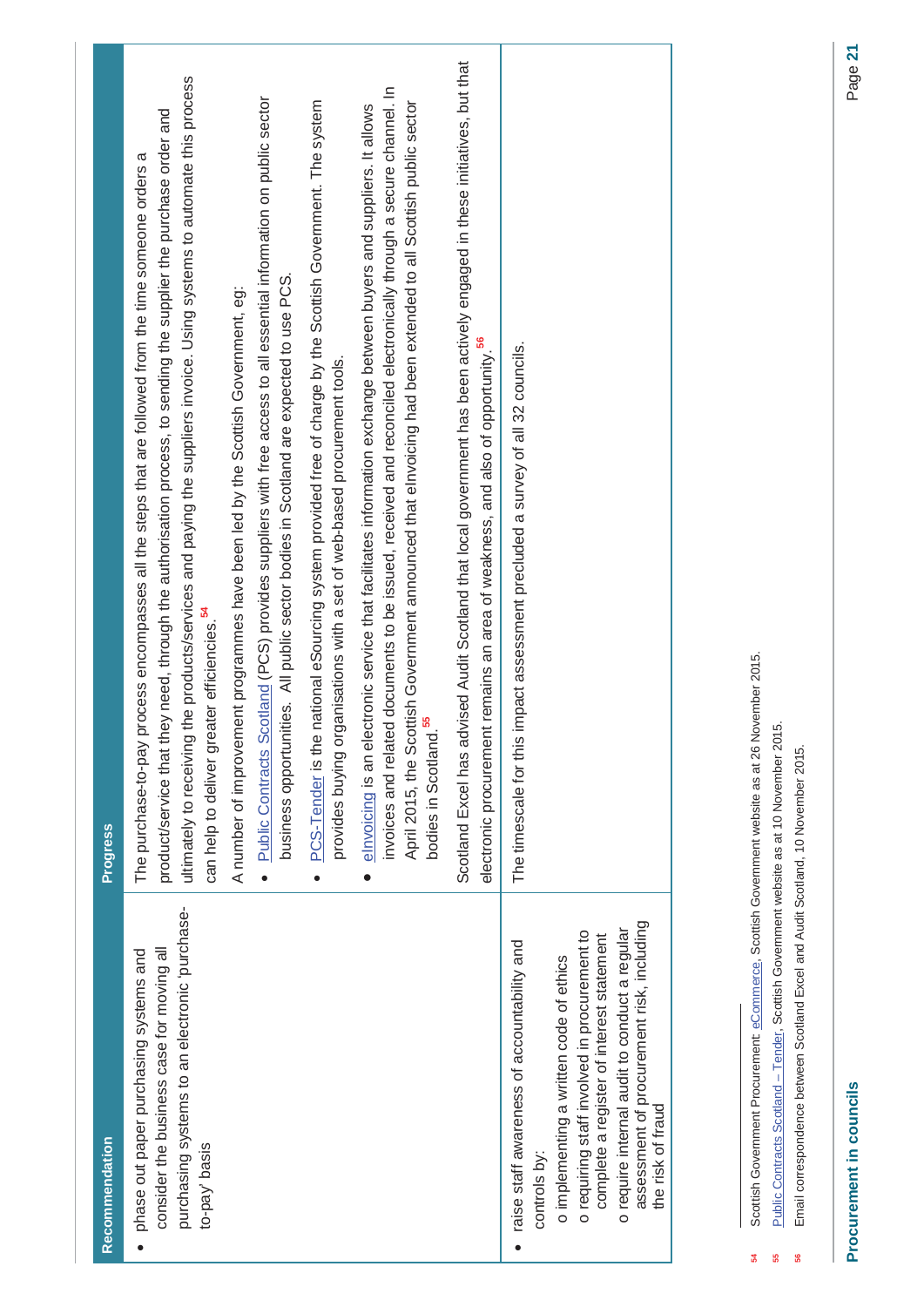| Recommendation | Progress |
| --- | --- |
| • phase out paper purchasing systems and consider the business case for moving all purchasing systems to an electronic 'purchase-to-pay' basis | The purchase-to-pay process encompasses all the steps that are followed from the time someone orders a product/service that they need, through the authorisation process, to sending the supplier the purchase order and ultimately to receiving the products/services and paying the suppliers invoice. Using systems to automate this process can help to deliver greater efficiencies.[54]<br><br>A number of improvement programmes have been led by the Scottish Government, eg:<br>• Public Contracts Scotland (PCS) provides suppliers with free access to all essential information on public sector business opportunities. All public sector bodies in Scotland are expected to use PCS.<br>• PCS-Tender is the national eSourcing system provided free of charge by the Scottish Government. The system provides buying organisations with a set of web-based procurement tools.<br>• eInvoicing is an electronic service that facilitates information exchange between buyers and suppliers. It allows invoices and related documents to be issued, received and reconciled electronically through a secure channel. In April 2015, the Scottish Government announced that eInvoicing had been extended to all Scottish public sector bodies in Scotland.[55]<br><br>Scotland Excel has advised Audit Scotland that local government has been actively engaged in these initiatives, but that electronic procurement remains an area of weakness, and also of opportunity.[56] |
| • raise staff awareness of accountability and controls by:<br>o implementing a written code of ethics<br>o requiring staff involved in procurement to complete a register of interest statement<br>o require internal audit to conduct a regular assessment of procurement risk, including the risk of fraud | The timescale for this impact assessment precluded a survey of all 32 councils. |

[54] Scottish Government Procurement: eCommerce, Scottish Government website as at 26 November 2015.

[55] Public Contracts Scotland – Tender, Scottish Government website as at 10 November 2015.

[56] Email correspondence between Scotland Excel and Audit Scotland, 10 November 2015.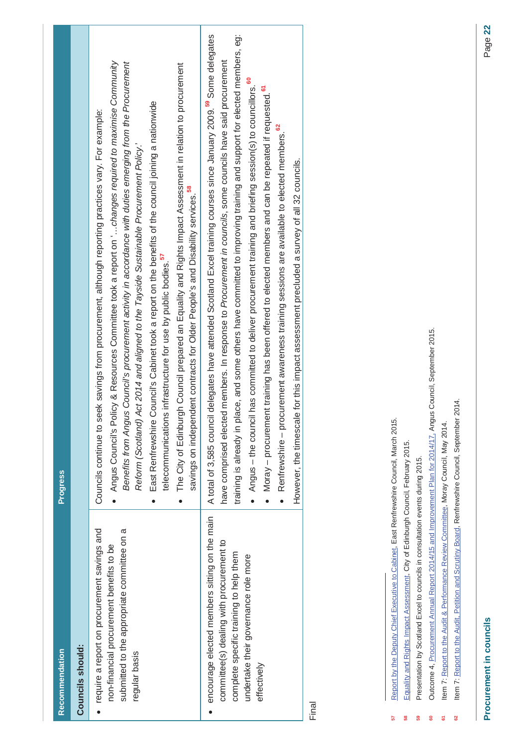| Recommendation | Progress |
|---|---|
| **Councils should:** | |
| • require a report on procurement savings and non-financial procurement benefits to be submitted to the appropriate committee on a regular basis | Councils continue to seek savings from procurement, although reporting practices vary. For example:<br>• Angus Council's Policy & Resources Committee took a report on '...*changes required to maximise Community Benefits from Angus Council's procurement activity in accordance with duties emerging from the Procurement Reform (Scotland) Act 2014 and aligned to the Tayside Sustainable Procurement Policy*.'<br>• East Renfrewshire Council's Cabinet took a report on the benefits of the council joining a nationwide telecommunications infrastructure for use by public bodies.[57]<br>• The City of Edinburgh Council prepared an Equality and Rights Impact Assessment in relation to procurement savings on independent contracts for Older People's and Disability services.[58] |
| • encourage elected members sitting on the main committee(s) dealing with procurement to complete specific training to help them undertake their governance role more effectively | A total of 3,585 council delegates have attended Scotland Excel training courses since January 2009.[59] Some delegates have comprised elected members. In response to *Procurement in councils*, some councils have said procurement training is already in place, and some others have committed to improving training and support for elected members, eg:<br>• Angus – the council has committed to deliver procurement training and briefing session(s) to councillors.[60]<br>• Moray – procurement training has been offered to elected members and can be repeated if requested.[61]<br>• Renfrewshire – procurement awareness training sessions are available to elected members.[62]<br>However, the timescale for this impact assessment precluded a survey of all 32 councils. |

Final

57 Report by the Deputy Chief Executive to Cabinet, East Renfrewshire Council, March 2015.

58 Equality and Rights Impact Assessment, City of Edinburgh Council, February 2015.

59 Presentation by Scotland Excel to councils in consultation events during 2015.

60 Outcome 4, Procurement Annual Report 2014/15 and Improvement Plan for 2014/17, Angus Council, September 2015.

61 Item 7: Report to the Audit & Performance Review Committee, Moray Council, May 2014.

62 Item 7: Report to the Audit, Petition and Scrutiny Board, Renfrewshire Council, September 2014.